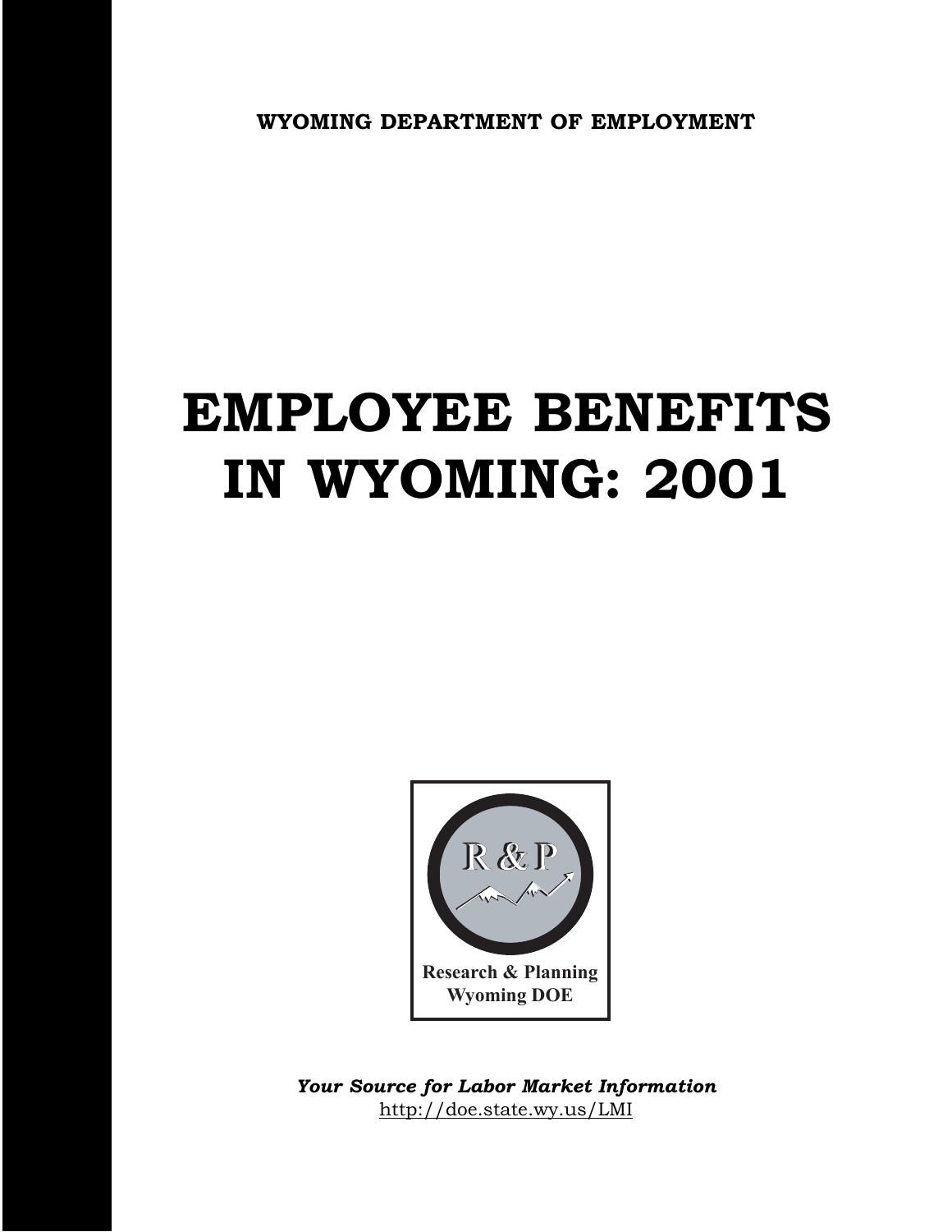**WYOMING DEPARTMENT OF EMPLOYMENT**

# EMPLOYEE BENEFITS IN WYOMING: 2001

R & P

Research & Planning
Wyoming DOE

***Your Source for Labor Market Information***
http://doe.state.wy.us/LMI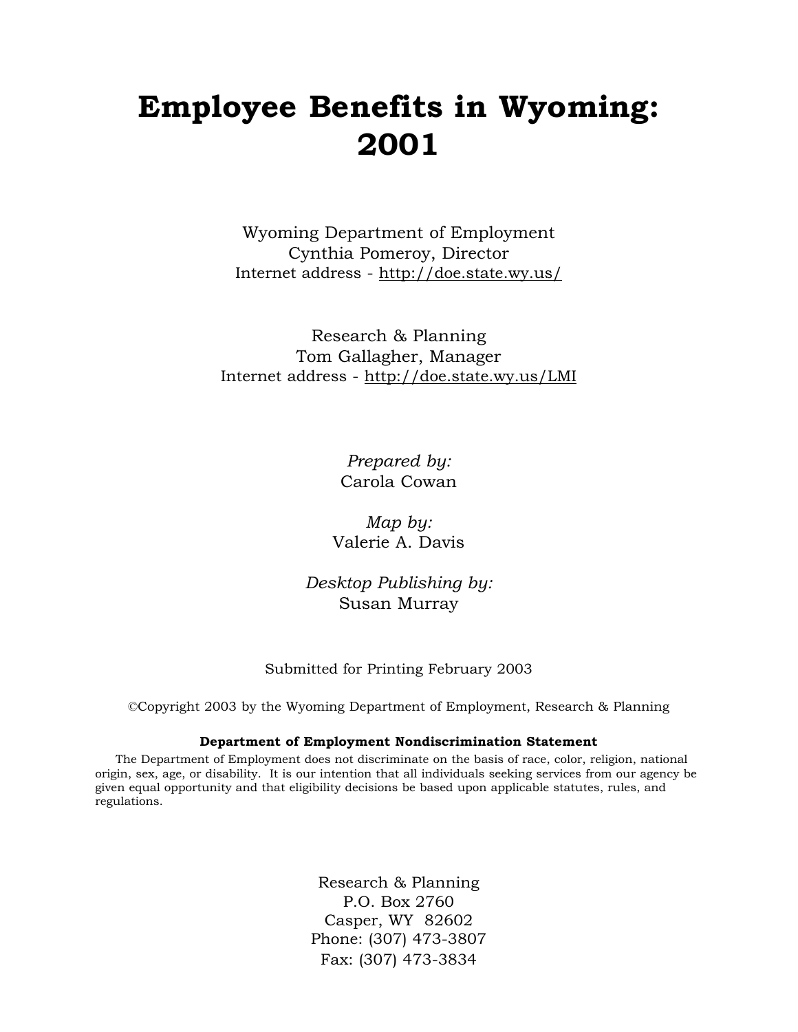# Employee Benefits in Wyoming: 2001

Wyoming Department of Employment
Cynthia Pomeroy, Director
Internet address - http://doe.state.wy.us/

Research & Planning
Tom Gallagher, Manager
Internet address - http://doe.state.wy.us/LMI

*Prepared by:*
Carola Cowan

*Map by:*
Valerie A. Davis

*Desktop Publishing by:*
Susan Murray

Submitted for Printing February 2003

©Copyright 2003 by the Wyoming Department of Employment, Research & Planning

**Department of Employment Nondiscrimination Statement**

The Department of Employment does not discriminate on the basis of race, color, religion, national origin, sex, age, or disability. It is our intention that all individuals seeking services from our agency be given equal opportunity and that eligibility decisions be based upon applicable statutes, rules, and regulations.

Research & Planning
P.O. Box 2760
Casper, WY 82602
Phone: (307) 473-3807
Fax: (307) 473-3834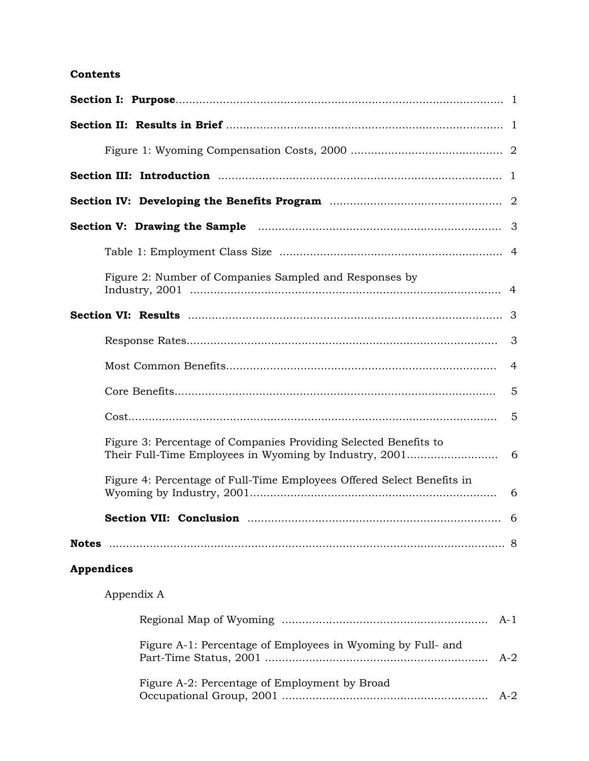**Contents**

**Section I: Purpose**.......................................................................................... 1

**Section II: Results in Brief** ................................................................................ 1

Figure 1: Wyoming Compensation Costs, 2000 ............................................ 2

**Section III: Introduction** .................................................................................. 1

**Section IV: Developing the Benefits Program** ................................................ 2

**Section V: Drawing the Sample** ..................................................................... 3

Table 1: Employment Class Size ................................................................. 4

Figure 2: Number of Companies Sampled and Responses by Industry, 2001 ........................................................................................... 4

**Section VI: Results** ........................................................................................... 3

Response Rates........................................................................................... 3

Most Common Benefits............................................................................... 4

Core Benefits.............................................................................................. 5

Cost............................................................................................................. 5

Figure 3: Percentage of Companies Providing Selected Benefits to Their Full-Time Employees in Wyoming by Industry, 2001.......................... 6

Figure 4: Percentage of Full-Time Employees Offered Select Benefits in Wyoming by Industry, 2001........................................................................ 6

**Section VII: Conclusion** .......................................................................... 6

**Notes** ....................................................................................................................... 8

**Appendices**

Appendix A

Regional Map of Wyoming ............................................................ A-1

Figure A-1: Percentage of Employees in Wyoming by Full- and Part-Time Status, 2001 ................................................................. A-2

Figure A-2: Percentage of Employment by Broad Occupational Group, 2001 ............................................................ A-2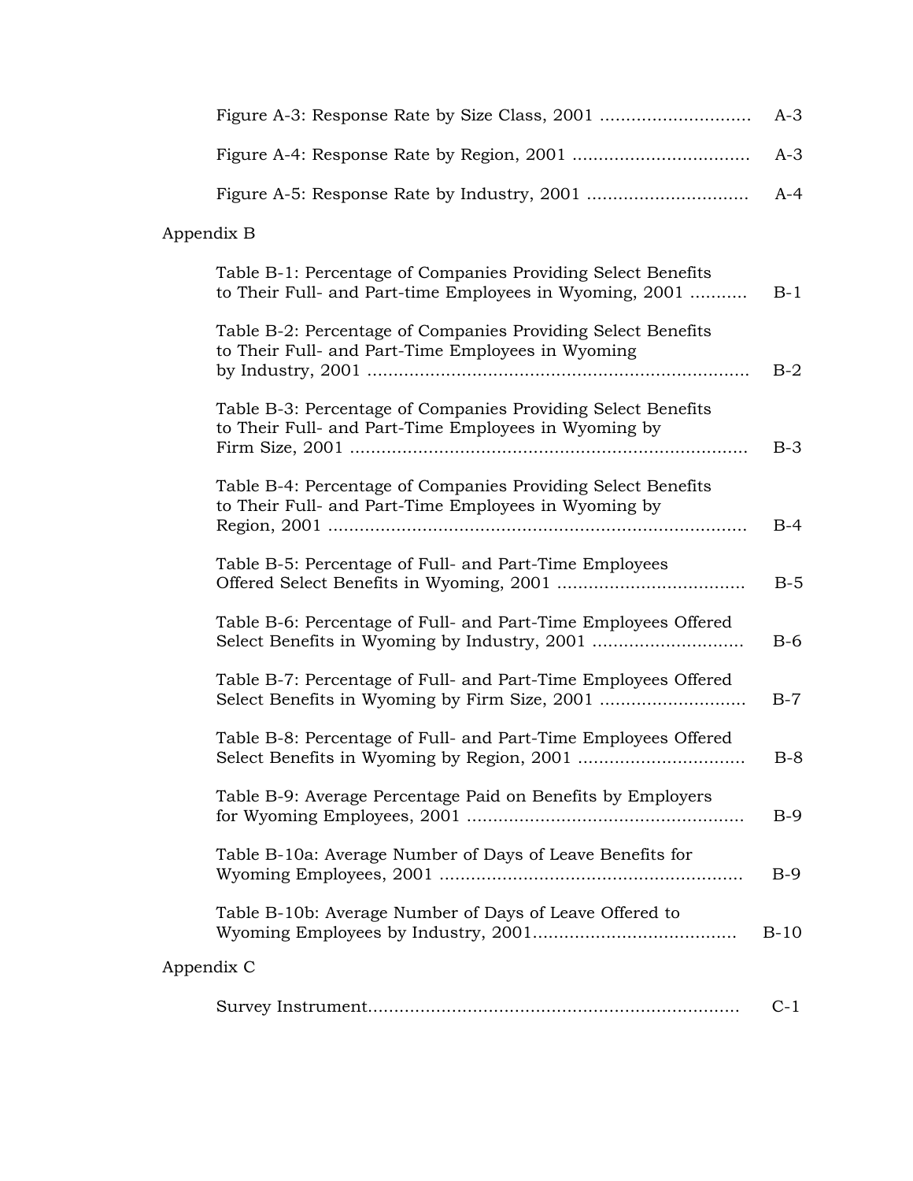Figure A-3: Response Rate by Size Class, 2001 ............................ A-3

Figure A-4: Response Rate by Region, 2001 ................................. A-3

Figure A-5: Response Rate by Industry, 2001 .............................. A-4

Appendix B

Table B-1: Percentage of Companies Providing Select Benefits to Their Full- and Part-time Employees in Wyoming, 2001 .......... B-1

Table B-2: Percentage of Companies Providing Select Benefits to Their Full- and Part-Time Employees in Wyoming by Industry, 2001 ........................................................................ B-2

Table B-3: Percentage of Companies Providing Select Benefits to Their Full- and Part-Time Employees in Wyoming by Firm Size, 2001 ........................................................................... B-3

Table B-4: Percentage of Companies Providing Select Benefits to Their Full- and Part-Time Employees in Wyoming by Region, 2001 ............................................................................... B-4

Table B-5: Percentage of Full- and Part-Time Employees Offered Select Benefits in Wyoming, 2001 .................................... B-5

Table B-6: Percentage of Full- and Part-Time Employees Offered Select Benefits in Wyoming by Industry, 2001 ............................ B-6

Table B-7: Percentage of Full- and Part-Time Employees Offered Select Benefits in Wyoming by Firm Size, 2001 ........................... B-7

Table B-8: Percentage of Full- and Part-Time Employees Offered Select Benefits in Wyoming by Region, 2001 ................................ B-8

Table B-9: Average Percentage Paid on Benefits by Employers for Wyoming Employees, 2001 .................................................... B-9

Table B-10a: Average Number of Days of Leave Benefits for Wyoming Employees, 2001 ......................................................... B-9

Table B-10b: Average Number of Days of Leave Offered to Wyoming Employees by Industry, 2001...................................... B-10

Appendix C

Survey Instrument...................................................................... C-1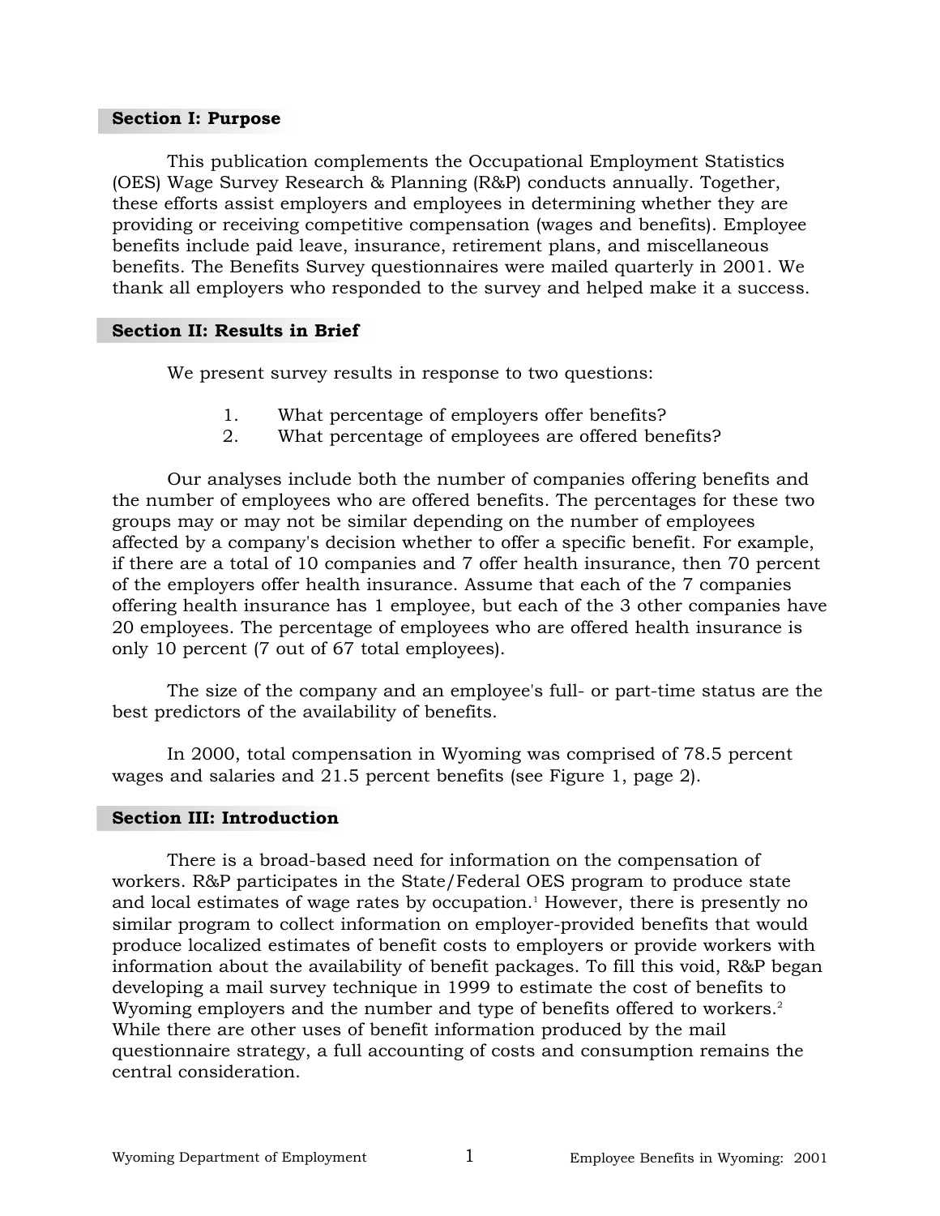## Section I: Purpose

This publication complements the Occupational Employment Statistics (OES) Wage Survey Research & Planning (R&P) conducts annually. Together, these efforts assist employers and employees in determining whether they are providing or receiving competitive compensation (wages and benefits). Employee benefits include paid leave, insurance, retirement plans, and miscellaneous benefits. The Benefits Survey questionnaires were mailed quarterly in 2001. We thank all employers who responded to the survey and helped make it a success.

## Section II: Results in Brief

We present survey results in response to two questions:

1. What percentage of employers offer benefits?
2. What percentage of employees are offered benefits?

Our analyses include both the number of companies offering benefits and the number of employees who are offered benefits. The percentages for these two groups may or may not be similar depending on the number of employees affected by a company's decision whether to offer a specific benefit. For example, if there are a total of 10 companies and 7 offer health insurance, then 70 percent of the employers offer health insurance. Assume that each of the 7 companies offering health insurance has 1 employee, but each of the 3 other companies have 20 employees. The percentage of employees who are offered health insurance is only 10 percent (7 out of 67 total employees).

The size of the company and an employee's full- or part-time status are the best predictors of the availability of benefits.

In 2000, total compensation in Wyoming was comprised of 78.5 percent wages and salaries and 21.5 percent benefits (see Figure 1, page 2).

## Section III: Introduction

There is a broad-based need for information on the compensation of workers. R&P participates in the State/Federal OES program to produce state and local estimates of wage rates by occupation.[1] However, there is presently no similar program to collect information on employer-provided benefits that would produce localized estimates of benefit costs to employers or provide workers with information about the availability of benefit packages. To fill this void, R&P began developing a mail survey technique in 1999 to estimate the cost of benefits to Wyoming employers and the number and type of benefits offered to workers.[2] While there are other uses of benefit information produced by the mail questionnaire strategy, a full accounting of costs and consumption remains the central consideration.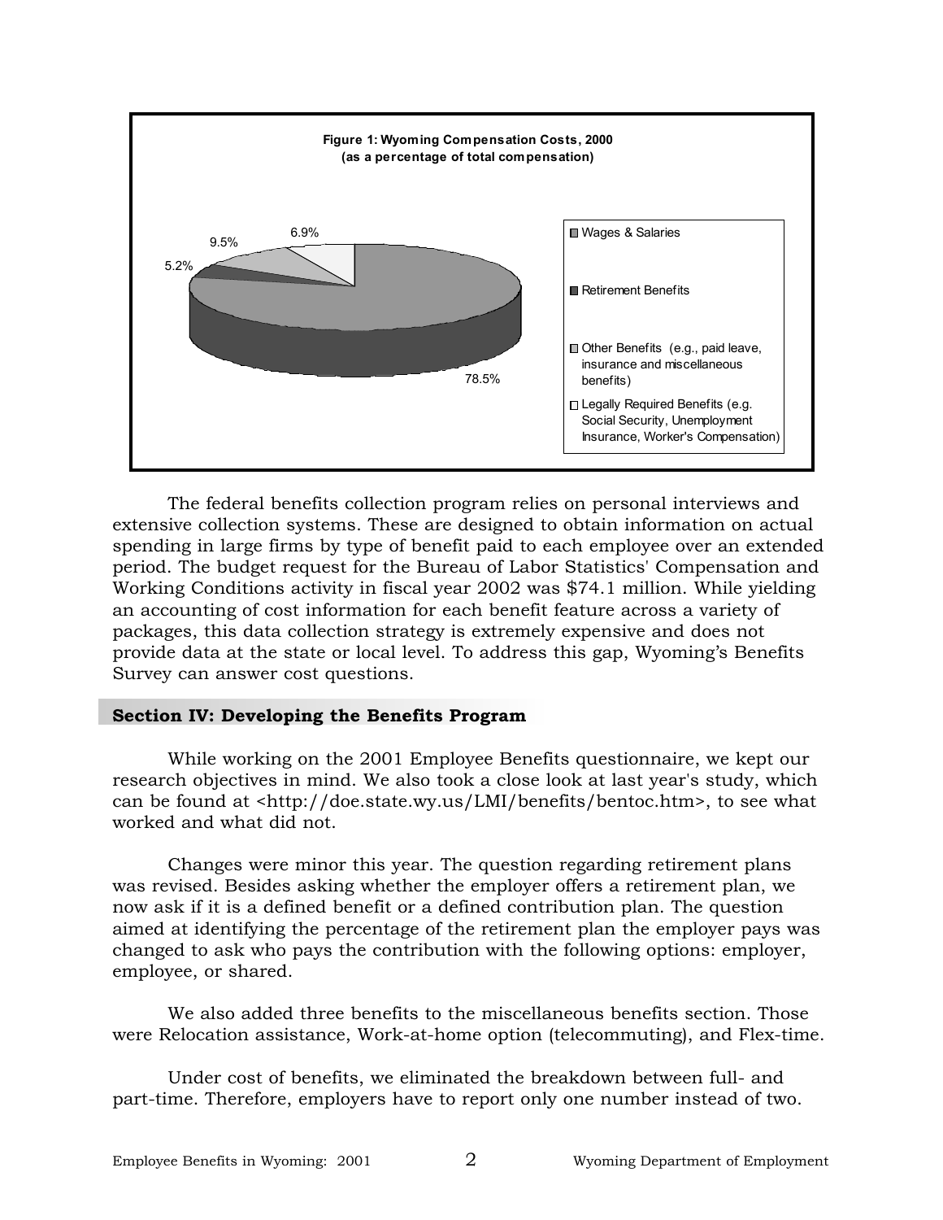**Figure 1: Wyoming Compensation Costs, 2000**
**(as a percentage of total compensation)**

| Category | Percentage |
|---|---|
| Wages & Salaries | 78.5% |
| Retirement Benefits | 5.2% |
| Other Benefits (e.g., paid leave, insurance and miscellaneous benefits) | 9.5% |
| Legally Required Benefits (e.g. Social Security, Unemployment Insurance, Worker's Compensation) | 6.9% |

The federal benefits collection program relies on personal interviews and extensive collection systems. These are designed to obtain information on actual spending in large firms by type of benefit paid to each employee over an extended period. The budget request for the Bureau of Labor Statistics' Compensation and Working Conditions activity in fiscal year 2002 was $74.1 million. While yielding an accounting of cost information for each benefit feature across a variety of packages, this data collection strategy is extremely expensive and does not provide data at the state or local level. To address this gap, Wyoming's Benefits Survey can answer cost questions.

## Section IV: Developing the Benefits Program

While working on the 2001 Employee Benefits questionnaire, we kept our research objectives in mind. We also took a close look at last year's study, which can be found at <http://doe.state.wy.us/LMI/benefits/bentoc.htm>, to see what worked and what did not.

Changes were minor this year. The question regarding retirement plans was revised. Besides asking whether the employer offers a retirement plan, we now ask if it is a defined benefit or a defined contribution plan. The question aimed at identifying the percentage of the retirement plan the employer pays was changed to ask who pays the contribution with the following options: employer, employee, or shared.

We also added three benefits to the miscellaneous benefits section. Those were Relocation assistance, Work-at-home option (telecommuting), and Flex-time.

Under cost of benefits, we eliminated the breakdown between full- and part-time. Therefore, employers have to report only one number instead of two.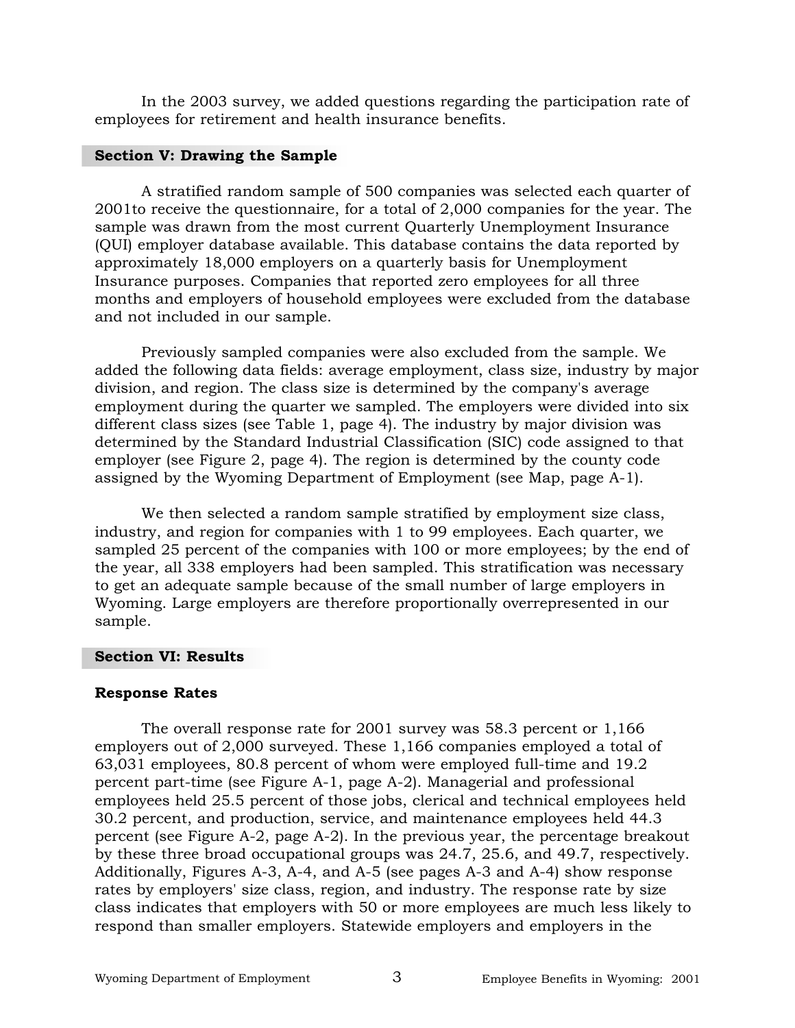In the 2003 survey, we added questions regarding the participation rate of employees for retirement and health insurance benefits.

## Section V: Drawing the Sample

A stratified random sample of 500 companies was selected each quarter of 2001to receive the questionnaire, for a total of 2,000 companies for the year. The sample was drawn from the most current Quarterly Unemployment Insurance (QUI) employer database available. This database contains the data reported by approximately 18,000 employers on a quarterly basis for Unemployment Insurance purposes. Companies that reported zero employees for all three months and employers of household employees were excluded from the database and not included in our sample.

Previously sampled companies were also excluded from the sample. We added the following data fields: average employment, class size, industry by major division, and region. The class size is determined by the company's average employment during the quarter we sampled. The employers were divided into six different class sizes (see Table 1, page 4). The industry by major division was determined by the Standard Industrial Classification (SIC) code assigned to that employer (see Figure 2, page 4). The region is determined by the county code assigned by the Wyoming Department of Employment (see Map, page A-1).

We then selected a random sample stratified by employment size class, industry, and region for companies with 1 to 99 employees. Each quarter, we sampled 25 percent of the companies with 100 or more employees; by the end of the year, all 338 employers had been sampled. This stratification was necessary to get an adequate sample because of the small number of large employers in Wyoming. Large employers are therefore proportionally overrepresented in our sample.

## Section VI: Results

### Response Rates

The overall response rate for 2001 survey was 58.3 percent or 1,166 employers out of 2,000 surveyed. These 1,166 companies employed a total of 63,031 employees, 80.8 percent of whom were employed full-time and 19.2 percent part-time (see Figure A-1, page A-2). Managerial and professional employees held 25.5 percent of those jobs, clerical and technical employees held 30.2 percent, and production, service, and maintenance employees held 44.3 percent (see Figure A-2, page A-2). In the previous year, the percentage breakout by these three broad occupational groups was 24.7, 25.6, and 49.7, respectively. Additionally, Figures A-3, A-4, and A-5 (see pages A-3 and A-4) show response rates by employers' size class, region, and industry. The response rate by size class indicates that employers with 50 or more employees are much less likely to respond than smaller employers. Statewide employers and employers in the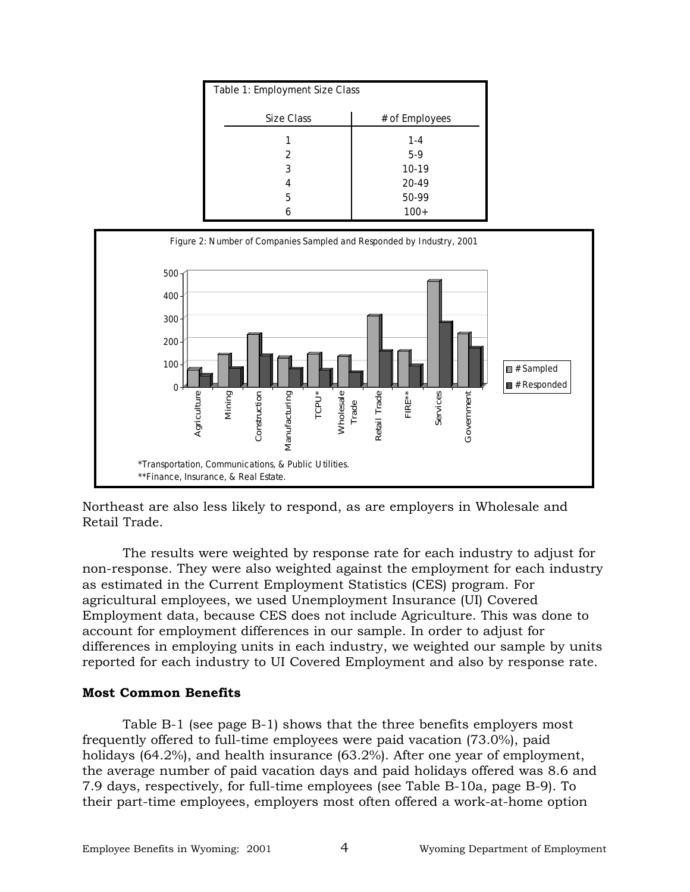| Size Class | # of Employees |
|---|---|
| 1 | 1-4 |
| 2 | 5-9 |
| 3 | 10-19 |
| 4 | 20-49 |
| 5 | 50-99 |
| 6 | 100+ |

Table 1: Employment Size Class

Figure 2: Number of Companies Sampled and Responded by Industry, 2001

*Transportation, Communications, & Public Utilities.
**Finance, Insurance, & Real Estate.

Northeast are also less likely to respond, as are employers in Wholesale and Retail Trade.

The results were weighted by response rate for each industry to adjust for non-response. They were also weighted against the employment for each industry as estimated in the Current Employment Statistics (CES) program. For agricultural employees, we used Unemployment Insurance (UI) Covered Employment data, because CES does not include Agriculture. This was done to account for employment differences in our sample. In order to adjust for differences in employing units in each industry, we weighted our sample by units reported for each industry to UI Covered Employment and also by response rate.

**Most Common Benefits**

Table B-1 (see page B-1) shows that the three benefits employers most frequently offered to full-time employees were paid vacation (73.0%), paid holidays (64.2%), and health insurance (63.2%). After one year of employment, the average number of paid vacation days and paid holidays offered was 8.6 and 7.9 days, respectively, for full-time employees (see Table B-10a, page B-9). To their part-time employees, employers most often offered a work-at-home option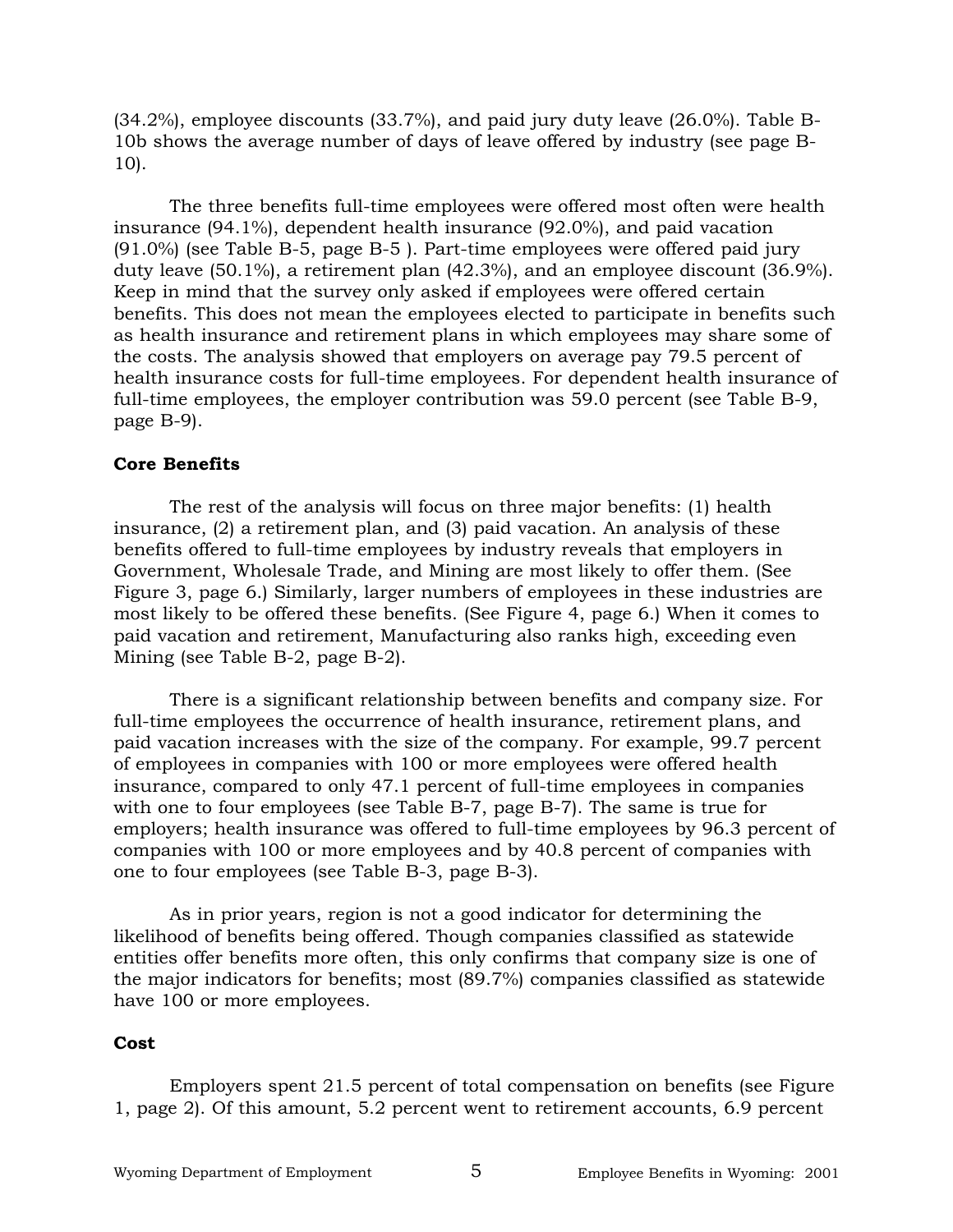(34.2%), employee discounts (33.7%), and paid jury duty leave (26.0%). Table B-10b shows the average number of days of leave offered by industry (see page B-10).

The three benefits full-time employees were offered most often were health insurance (94.1%), dependent health insurance (92.0%), and paid vacation (91.0%) (see Table B-5, page B-5 ). Part-time employees were offered paid jury duty leave (50.1%), a retirement plan (42.3%), and an employee discount (36.9%). Keep in mind that the survey only asked if employees were offered certain benefits. This does not mean the employees elected to participate in benefits such as health insurance and retirement plans in which employees may share some of the costs. The analysis showed that employers on average pay 79.5 percent of health insurance costs for full-time employees. For dependent health insurance of full-time employees, the employer contribution was 59.0 percent (see Table B-9, page B-9).

**Core Benefits**

The rest of the analysis will focus on three major benefits: (1) health insurance, (2) a retirement plan, and (3) paid vacation. An analysis of these benefits offered to full-time employees by industry reveals that employers in Government, Wholesale Trade, and Mining are most likely to offer them. (See Figure 3, page 6.) Similarly, larger numbers of employees in these industries are most likely to be offered these benefits. (See Figure 4, page 6.) When it comes to paid vacation and retirement, Manufacturing also ranks high, exceeding even Mining (see Table B-2, page B-2).

There is a significant relationship between benefits and company size. For full-time employees the occurrence of health insurance, retirement plans, and paid vacation increases with the size of the company. For example, 99.7 percent of employees in companies with 100 or more employees were offered health insurance, compared to only 47.1 percent of full-time employees in companies with one to four employees (see Table B-7, page B-7). The same is true for employers; health insurance was offered to full-time employees by 96.3 percent of companies with 100 or more employees and by 40.8 percent of companies with one to four employees (see Table B-3, page B-3).

As in prior years, region is not a good indicator for determining the likelihood of benefits being offered. Though companies classified as statewide entities offer benefits more often, this only confirms that company size is one of the major indicators for benefits; most (89.7%) companies classified as statewide have 100 or more employees.

**Cost**

Employers spent 21.5 percent of total compensation on benefits (see Figure 1, page 2). Of this amount, 5.2 percent went to retirement accounts, 6.9 percent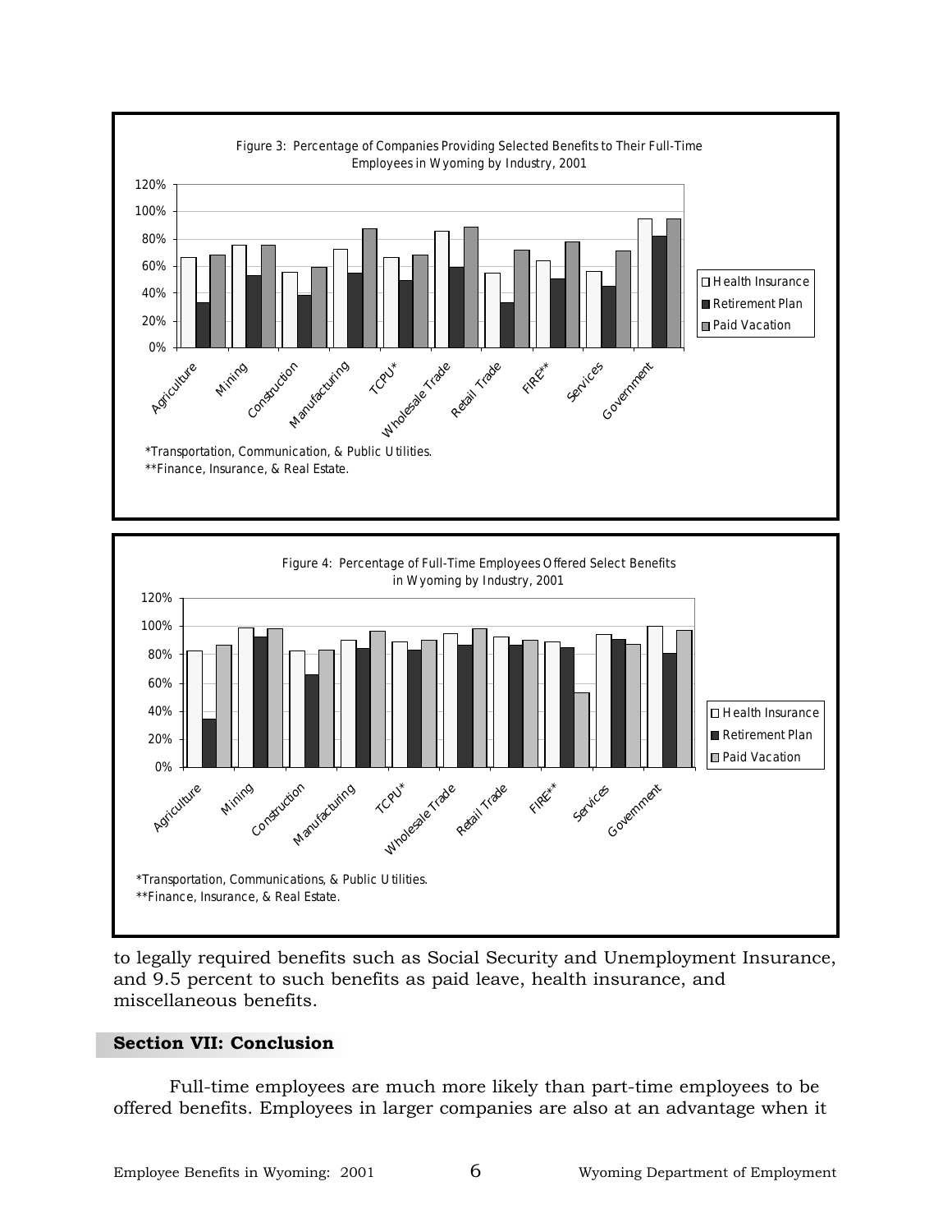Figure 3: Percentage of Companies Providing Selected Benefits to Their Full-Time Employees in Wyoming by Industry, 2001

*Transportation, Communication, & Public Utilities.
**Finance, Insurance, & Real Estate.

Figure 4: Percentage of Full-Time Employees Offered Select Benefits in Wyoming by Industry, 2001

*Transportation, Communications, & Public Utilities.
**Finance, Insurance, & Real Estate.

to legally required benefits such as Social Security and Unemployment Insurance, and 9.5 percent to such benefits as paid leave, health insurance, and miscellaneous benefits.

## Section VII: Conclusion

Full-time employees are much more likely than part-time employees to be offered benefits. Employees in larger companies are also at an advantage when it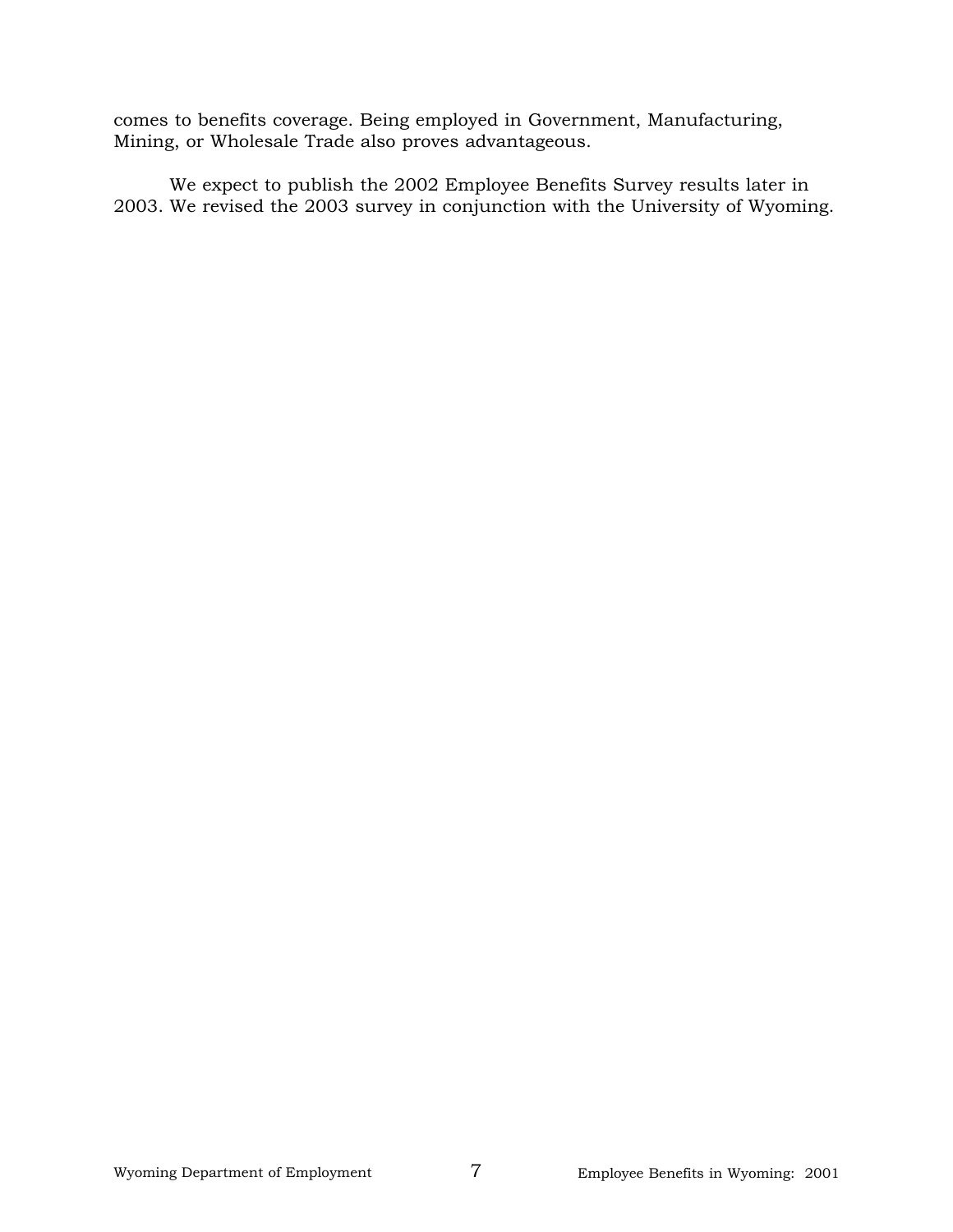comes to benefits coverage. Being employed in Government, Manufacturing, Mining, or Wholesale Trade also proves advantageous.

We expect to publish the 2002 Employee Benefits Survey results later in 2003. We revised the 2003 survey in conjunction with the University of Wyoming.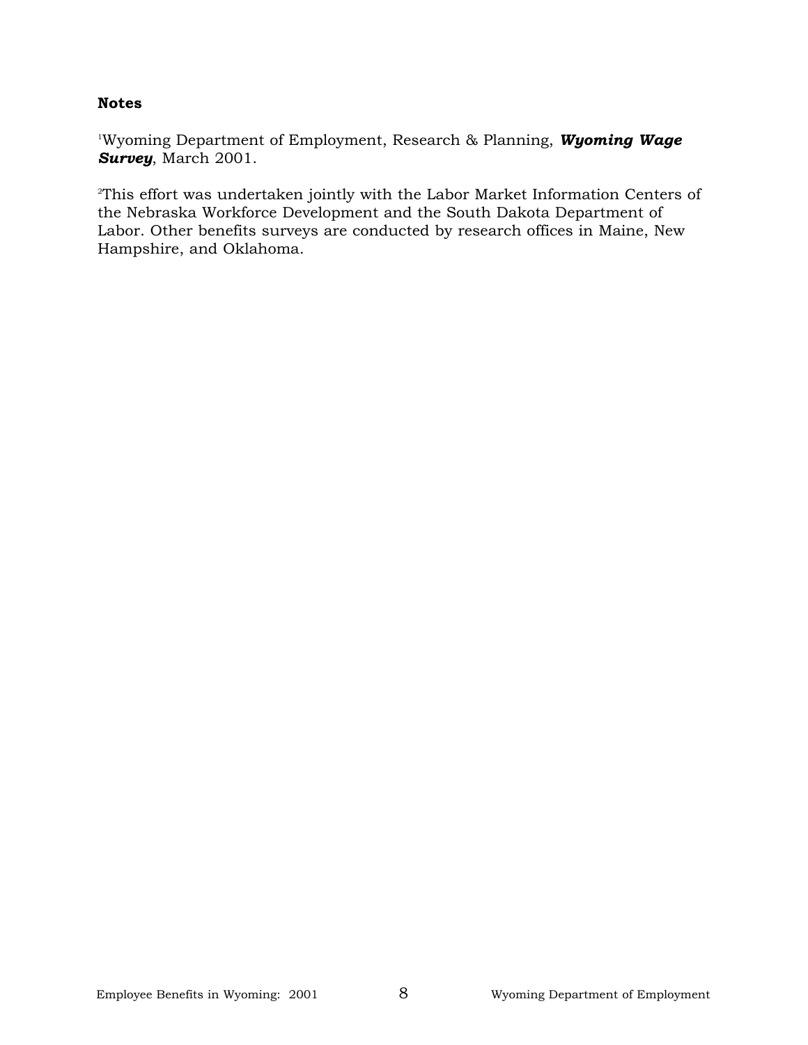**Notes**

[1]Wyoming Department of Employment, Research & Planning, ***Wyoming Wage Survey***, March 2001.

[2]This effort was undertaken jointly with the Labor Market Information Centers of the Nebraska Workforce Development and the South Dakota Department of Labor. Other benefits surveys are conducted by research offices in Maine, New Hampshire, and Oklahoma.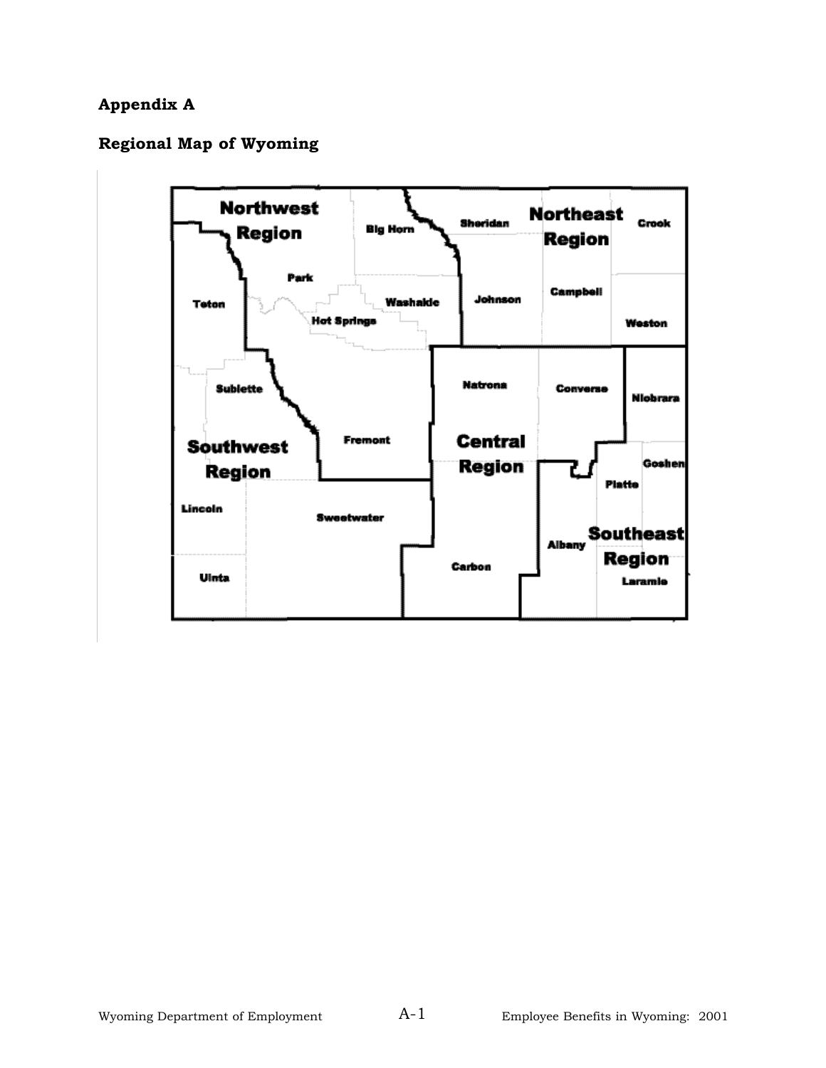# Appendix A

## Regional Map of Wyoming

Northwest Region

Big Horn

Sheridan

Northeast Region

Crook

Park

Teton

Washakie

Johnson

Campbell

Hot Springs

Weston

Natrona

Converse

Niobrara

Sublette

Fremont

Southwest Region

Central Region

Goshen

Platte

Lincoln

Sweetwater

Southeast Region

Albany

Carbon

Laramie

Uinta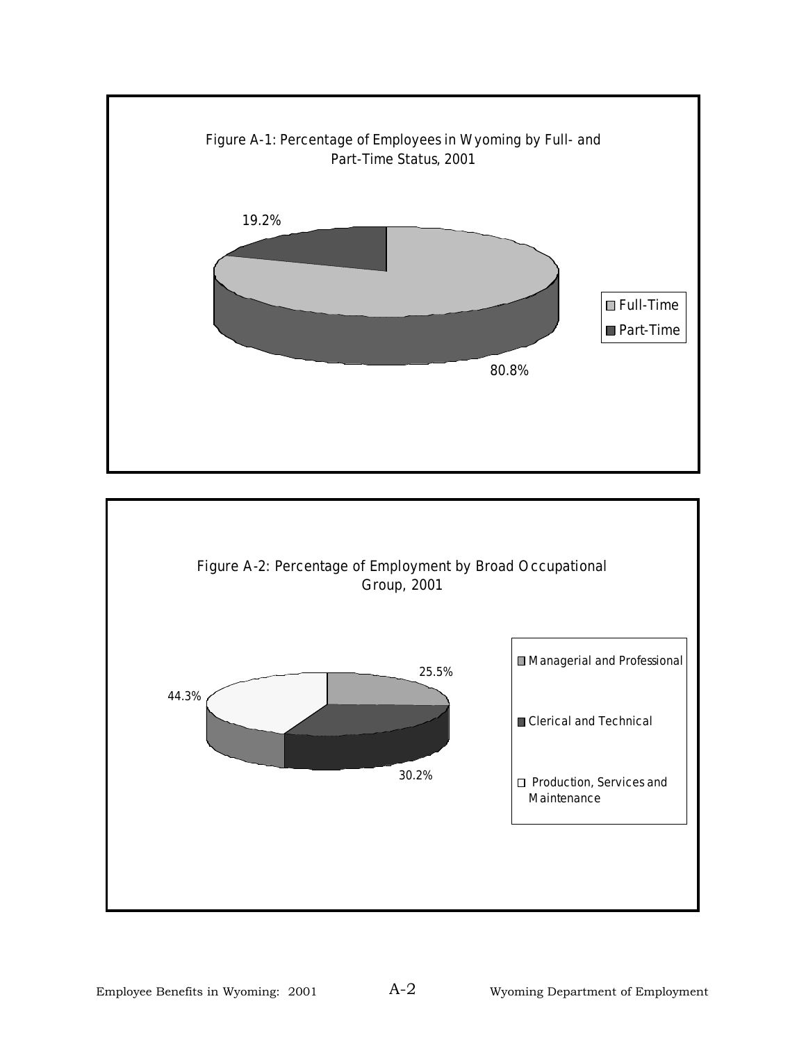Figure A-1: Percentage of Employees in Wyoming by Full- and Part-Time Status, 2001

19.2%

80.8%

- Full-Time
- Part-Time

Figure A-2: Percentage of Employment by Broad Occupational Group, 2001

25.5%

44.3%

30.2%

- Managerial and Professional
- Clerical and Technical
- Production, Services and Maintenance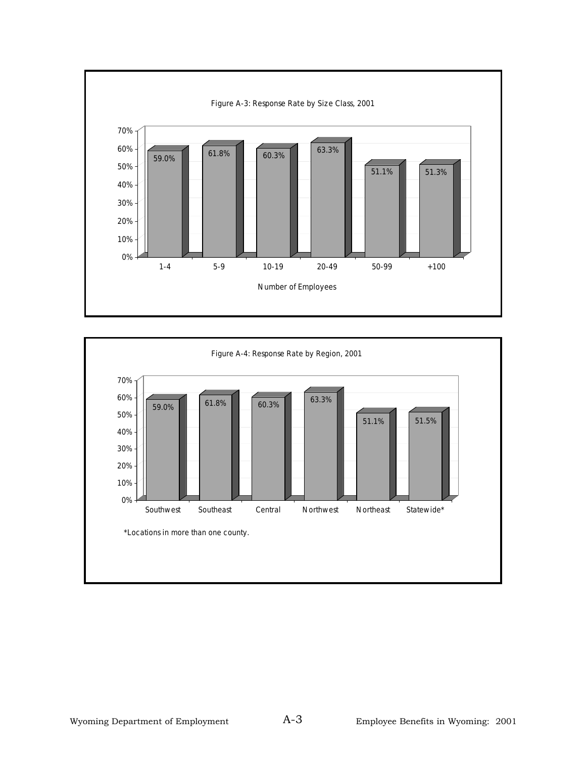Figure A-3: Response Rate by Size Class, 2001

| Number of Employees | Response Rate |
|---|---|
| 1-4 | 59.0% |
| 5-9 | 61.8% |
| 10-19 | 60.3% |
| 20-49 | 63.3% |
| 50-99 | 51.1% |
| +100 | 51.3% |

Figure A-4: Response Rate by Region, 2001

| Region | Response Rate |
|---|---|
| Southwest | 59.0% |
| Southeast | 61.8% |
| Central | 60.3% |
| Northwest | 63.3% |
| Northeast | 51.1% |
| Statewide* | 51.5% |

*Locations in more than one county.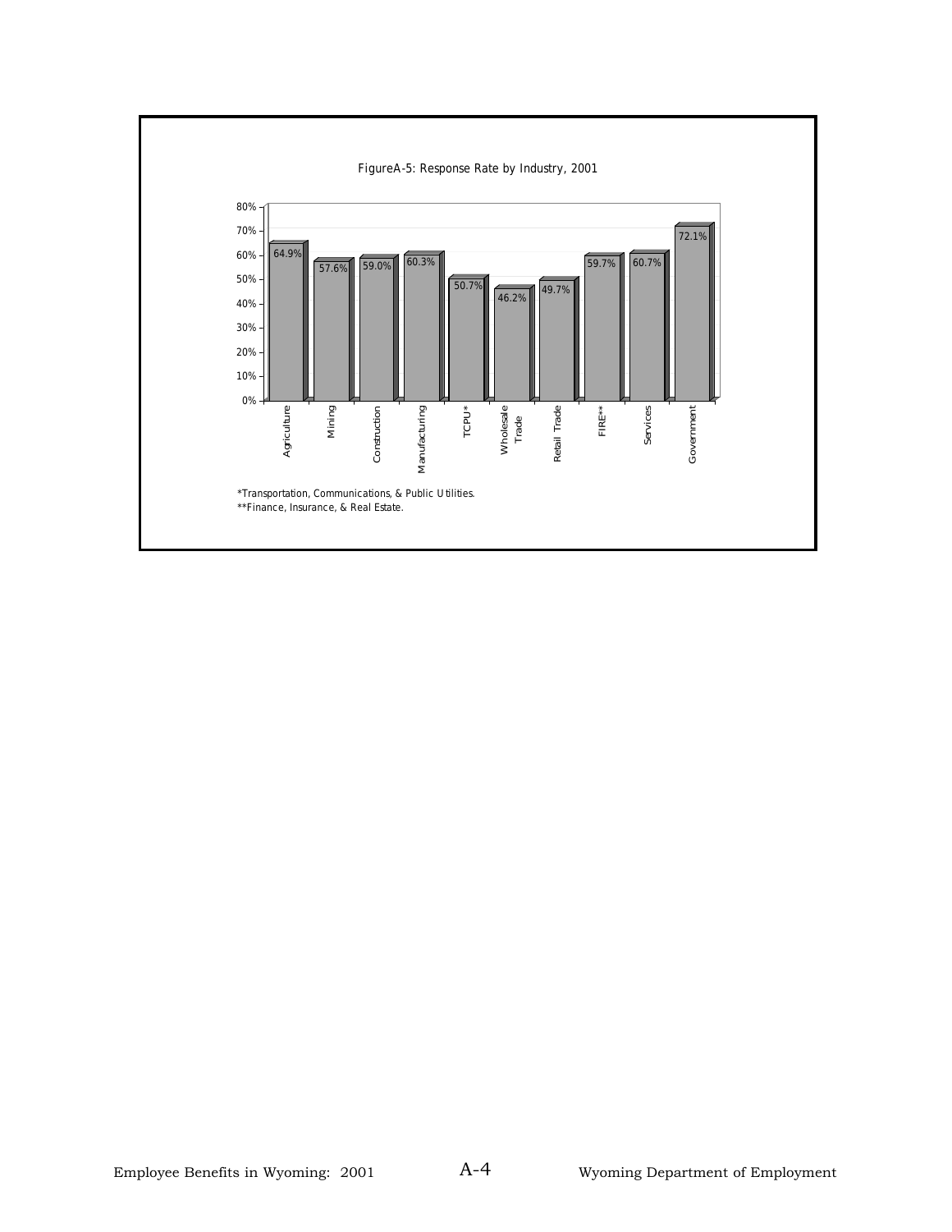FigureA-5: Response Rate by Industry, 2001

| Industry | Response Rate |
|---|---|
| Agriculture | 64.9% |
| Mining | 57.6% |
| Construction | 59.0% |
| Manufacturing | 60.3% |
| TCPU* | 50.7% |
| Wholesale Trade | 46.2% |
| Retail Trade | 49.7% |
| FIRE** | 59.7% |
| Services | 60.7% |
| Government | 72.1% |

*Transportation, Communications, & Public Utilities.
**Finance, Insurance, & Real Estate.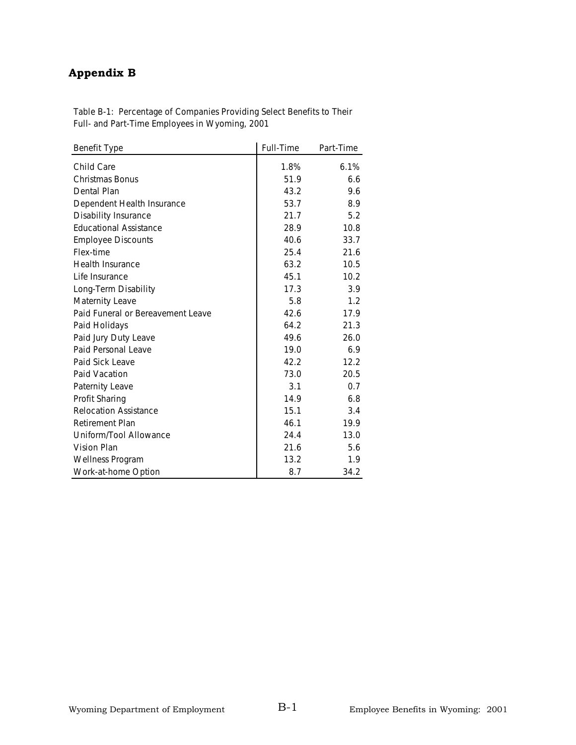# Appendix B

Table B-1: Percentage of Companies Providing Select Benefits to Their Full- and Part-Time Employees in Wyoming, 2001

| Benefit Type | Full-Time | Part-Time |
|---|---|---|
| Child Care | 1.8% | 6.1% |
| Christmas Bonus | 51.9 | 6.6 |
| Dental Plan | 43.2 | 9.6 |
| Dependent Health Insurance | 53.7 | 8.9 |
| Disability Insurance | 21.7 | 5.2 |
| Educational Assistance | 28.9 | 10.8 |
| Employee Discounts | 40.6 | 33.7 |
| Flex-time | 25.4 | 21.6 |
| Health Insurance | 63.2 | 10.5 |
| Life Insurance | 45.1 | 10.2 |
| Long-Term Disability | 17.3 | 3.9 |
| Maternity Leave | 5.8 | 1.2 |
| Paid Funeral or Bereavement Leave | 42.6 | 17.9 |
| Paid Holidays | 64.2 | 21.3 |
| Paid Jury Duty Leave | 49.6 | 26.0 |
| Paid Personal Leave | 19.0 | 6.9 |
| Paid Sick Leave | 42.2 | 12.2 |
| Paid Vacation | 73.0 | 20.5 |
| Paternity Leave | 3.1 | 0.7 |
| Profit Sharing | 14.9 | 6.8 |
| Relocation Assistance | 15.1 | 3.4 |
| Retirement Plan | 46.1 | 19.9 |
| Uniform/Tool Allowance | 24.4 | 13.0 |
| Vision Plan | 21.6 | 5.6 |
| Wellness Program | 13.2 | 1.9 |
| Work-at-home Option | 8.7 | 34.2 |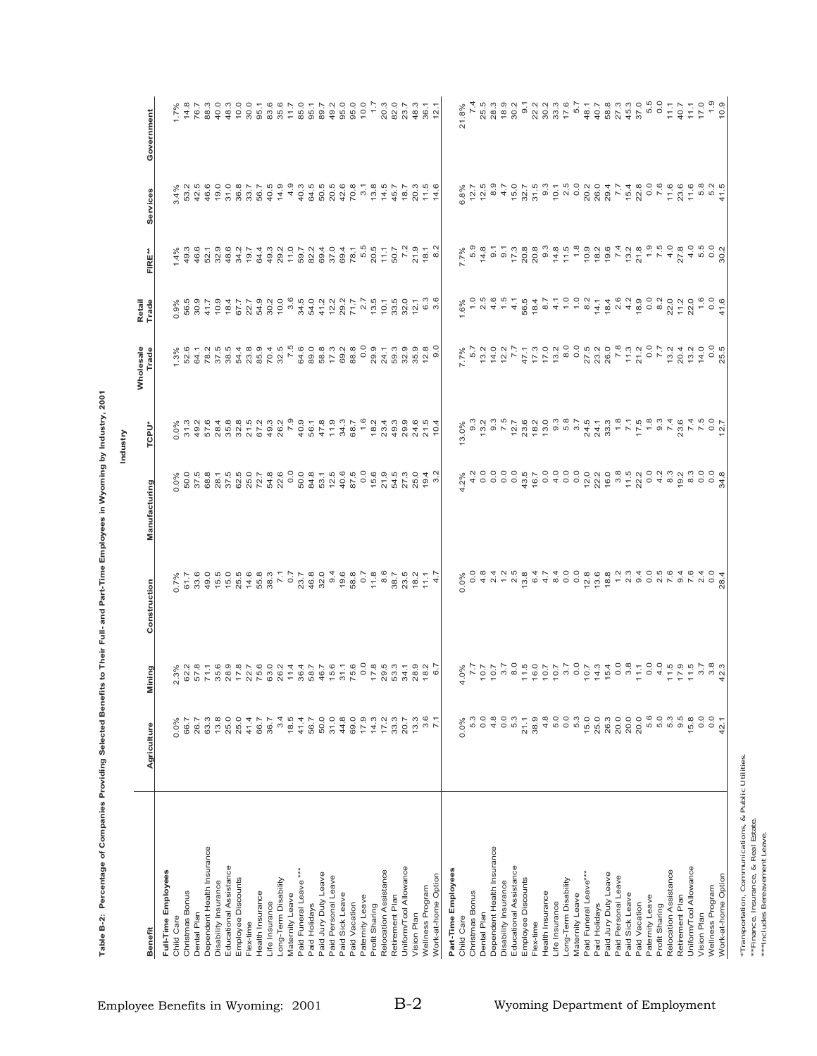**Table B-2: Percentage of Companies Providing Selected Benefits to Their Full- and Part-Time Employees in Wyoming by Industry, 2001**

| | Industry | | | | | | | | | |
|---|---|---|---|---|---|---|---|---|---|---|
| Benefit | Agriculture | Mining | Construction | Manufacturing | TCPU* | Wholesale Trade | Retail Trade | FIRE** | Services | Government |
| **Full-Time Employees** | | | | | | | | | | |
| Child Care | 0.0% | 2.3% | 0.7% | 0.0% | 0.0% | 1.3% | 0.9% | 1.4% | 3.4% | 1.7% |
| Christmas Bonus | 66.7 | 62.2 | 61.7 | 50.0 | 31.3 | 52.6 | 56.5 | 49.3 | 53.2 | 14.8 |
| Dental Plan | 26.7 | 57.8 | 33.6 | 37.5 | 49.2 | 64.1 | 30.9 | 46.6 | 42.5 | 76.7 |
| Dependent Health Insurance | 63.3 | 71.1 | 49.0 | 68.8 | 57.6 | 78.2 | 41.7 | 52.1 | 46.6 | 88.3 |
| Disability Insurance | 13.8 | 35.6 | 15.5 | 28.1 | 28.4 | 37.5 | 10.9 | 32.9 | 19.0 | 40.0 |
| Educational Assistance | 25.0 | 28.9 | 15.0 | 37.5 | 35.8 | 38.5 | 18.4 | 48.6 | 31.0 | 48.3 |
| Employee Discounts | 25.0 | 17.8 | 25.5 | 62.5 | 32.8 | 54.4 | 67.7 | 34.2 | 36.8 | 10.0 |
| Flex-time | 41.4 | 22.7 | 14.6 | 25.0 | 21.5 | 23.8 | 22.7 | 19.7 | 33.7 | 30.0 |
| Health Insurance | 66.7 | 75.6 | 55.8 | 72.7 | 67.2 | 85.9 | 54.9 | 64.4 | 56.7 | 95.1 |
| Life Insurance | 36.7 | 63.0 | 38.3 | 54.8 | 49.3 | 70.4 | 30.2 | 49.3 | 40.5 | 83.6 |
| Long-Term Disability | 3.4 | 26.2 | 7.1 | 22.6 | 26.2 | 32.5 | 10.0 | 29.2 | 14.9 | 35.6 |
| Maternity Leave | 18.5 | 11.4 | 0.7 | 0.0 | 7.9 | 7.5 | 3.6 | 11.0 | 4.9 | 11.7 |
| Paid Funeral Leave*** | 41.4 | 36.4 | 23.7 | 50.0 | 40.9 | 64.6 | 34.5 | 59.7 | 40.3 | 85.0 |
| Paid Holidays | 56.7 | 58.7 | 46.8 | 84.8 | 56.1 | 89.0 | 54.0 | 82.2 | 64.5 | 95.1 |
| Paid Jury Duty Leave | 50.0 | 46.7 | 32.0 | 53.1 | 47.8 | 58.8 | 41.2 | 69.4 | 50.5 | 89.7 |
| Paid Personal Leave | 31.0 | 15.6 | 9.4 | 12.5 | 11.9 | 17.3 | 12.2 | 37.0 | 20.5 | 49.2 |
| Paid Sick Leave | 44.8 | 31.1 | 19.6 | 40.6 | 34.3 | 69.2 | 29.2 | 69.4 | 42.6 | 95.0 |
| Paid Vacation | 69.0 | 75.6 | 58.8 | 87.5 | 68.7 | 88.8 | 71.7 | 78.1 | 70.8 | 95.0 |
| Paternity Leave | 17.9 | 0.0 | 0.7 | 0.0 | 1.6 | 0.0 | 2.7 | 5.5 | 3.1 | 10.0 |
| Profit Sharing | 14.3 | 17.8 | 11.8 | 15.6 | 18.2 | 29.9 | 13.5 | 20.5 | 13.8 | 1.7 |
| Relocation Assistance | 17.2 | 29.5 | 8.6 | 21.9 | 23.4 | 24.1 | 10.1 | 11.1 | 14.5 | 20.3 |
| Retirement Plan | 33.3 | 53.3 | 38.7 | 54.5 | 49.3 | 59.3 | 33.5 | 50.7 | 45.7 | 82.0 |
| Uniform/Tool Allowance | 20.7 | 34.1 | 23.5 | 27.3 | 29.9 | 32.9 | 32.0 | 7.2 | 18.7 | 23.7 |
| Vision Plan | 13.3 | 28.9 | 18.2 | 25.0 | 24.6 | 35.9 | 12.1 | 21.9 | 20.3 | 48.3 |
| Wellness Program | 3.6 | 18.2 | 11.1 | 19.4 | 21.5 | 12.8 | 6.3 | 18.1 | 11.5 | 36.1 |
| Work-at-home Option | 7.1 | 6.7 | 4.7 | 3.2 | 10.4 | 9.0 | 3.6 | 8.2 | 14.6 | 12.1 |
| **Part-Time Employees** | | | | | | | | | | |
| Child Care | 0.0% | 4.0% | 0.0% | 4.2% | 13.0% | 7.7% | 1.6% | 7.7% | 6.8% | 21.8% |
| Christmas Bonus | 5.3 | 7.7 | 0.0 | 4.2 | 9.3 | 5.7 | 1.0 | 5.9 | 12.7 | 7.4 |
| Dental Plan | 0.0 | 10.7 | 4.8 | 0.0 | 13.2 | 13.2 | 2.5 | 14.8 | 12.5 | 25.5 |
| Dependent Health Insurance | 4.8 | 10.7 | 2.4 | 0.0 | 9.3 | 14.0 | 4.6 | 9.1 | 8.9 | 28.3 |
| Disability Insurance | 0.0 | 3.7 | 1.2 | 0.0 | 7.5 | 12.2 | 1.5 | 9.1 | 4.7 | 18.9 |
| Educational Assistance | 5.3 | 8.0 | 2.5 | 0.0 | 12.7 | 7.7 | 4.1 | 17.3 | 15.0 | 30.2 |
| Employee Discounts | 21.1 | 11.5 | 13.8 | 43.5 | 23.6 | 47.1 | 56.5 | 20.8 | 32.7 | 9.1 |
| Flex-time | 38.9 | 16.0 | 6.4 | 16.7 | 18.2 | 17.3 | 18.4 | 20.8 | 31.5 | 22.2 |
| Health Insurance | 4.8 | 10.7 | 4.7 | 0.0 | 13.0 | 17.0 | 8.7 | 9.3 | 9.3 | 30.2 |
| Life Insurance | 5.0 | 10.7 | 8.4 | 4.0 | 9.3 | 13.2 | 4.1 | 14.8 | 10.1 | 33.3 |
| Long-Term Disability | 0.0 | 3.7 | 0.0 | 0.0 | 5.8 | 8.0 | 1.0 | 11.5 | 2.5 | 17.6 |
| Maternity Leave | 5.3 | 0.0 | 0.0 | 0.0 | 3.7 | 0.0 | 1.0 | 1.8 | 0.0 | 5.7 |
| Paid Funeral Leave*** | 15.0 | 10.7 | 12.8 | 12.0 | 24.5 | 27.5 | 8.2 | 10.9 | 20.2 | 48.1 |
| Paid Holidays | 25.0 | 14.3 | 13.6 | 22.2 | 24.1 | 23.2 | 14.1 | 18.2 | 26.0 | 40.7 |
| Paid Jury Duty Leave | 26.3 | 15.4 | 18.8 | 16.0 | 33.3 | 26.0 | 18.4 | 19.6 | 29.4 | 58.8 |
| Paid Personal Leave | 20.0 | 0.0 | 1.2 | 3.8 | 1.8 | 7.8 | 2.6 | 7.4 | 7.7 | 27.3 |
| Paid Sick Leave | 20.0 | 3.8 | 2.3 | 11.5 | 7.1 | 11.3 | 4.2 | 13.2 | 15.4 | 45.3 |
| Paid Vacation | 20.0 | 11.1 | 9.4 | 22.2 | 17.5 | 21.2 | 18.9 | 21.8 | 22.8 | 37.0 |
| Paternity Leave | 5.6 | 0.0 | 0.0 | 0.0 | 1.8 | 0.0 | 0.0 | 1.9 | 0.0 | 5.5 |
| Profit Sharing | 5.0 | 4.0 | 2.5 | 4.2 | 9.3 | 7.7 | 8.2 | 7.5 | 7.6 | 0.0 |
| Relocation Assistance | 5.3 | 11.5 | 7.6 | 8.3 | 7.4 | 13.2 | 22.0 | 4.0 | 11.6 | 11.1 |
| Retirement Plan | 9.5 | 17.9 | 9.4 | 19.2 | 23.6 | 20.4 | 11.2 | 27.8 | 23.6 | 40.7 |
| Uniform/Tool Allowance | 15.8 | 11.5 | 7.6 | 8.3 | 7.4 | 13.2 | 22.0 | 4.0 | 11.6 | 11.1 |
| Vision Plan | 0.0 | 3.7 | 2.4 | 0.0 | 7.5 | 14.0 | 1.6 | 5.5 | 5.8 | 17.0 |
| Wellness Program | 0.0 | 3.8 | 0.0 | 0.0 | 0.0 | 0.0 | 0.0 | 0.0 | 5.2 | 1.9 |
| Work-at-home Option | 42.1 | 42.3 | 28.4 | 34.8 | 12.7 | 25.5 | 41.6 | 30.2 | 41.5 | 10.9 |

*Transportation, Communications, & Public Utilities.
**Finance, Insurance, & Real Estate.
***Includes Bereavement Leave.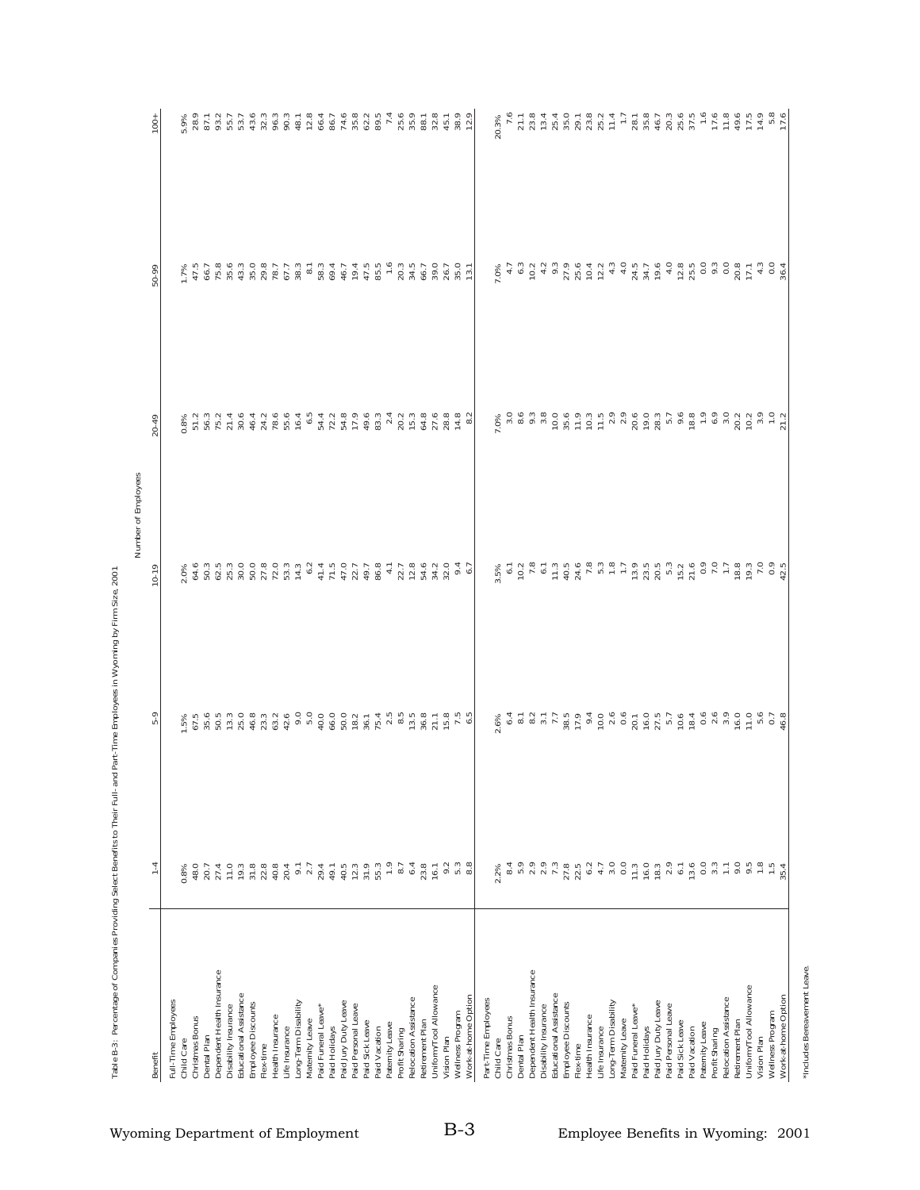Table B-3: Percentage of Companies Providing Select Benefits to Their Full- and Part-Time Employees in Wyoming by Firm Size, 2001

| Benefit | 1-4 | 5-9 | 10-19 | 20-49 | 50-99 | 100+ |
|---|---|---|---|---|---|---|
| | | | Number of Employees | | | |
| **Full-Time Employees** | | | | | | |
| Child Care | 0.8% | 1.5% | 2.0% | 0.8% | 1.7% | 5.9% |
| Christmas Bonus | 48.0 | 67.5 | 64.6 | 51.2 | 47.5 | 28.9 |
| Dental Plan | 20.7 | 35.6 | 50.3 | 56.3 | 66.7 | 87.1 |
| Dependent Health Insurance | 27.4 | 50.5 | 62.5 | 75.2 | 75.8 | 93.2 |
| Disability Insurance | 11.0 | 13.3 | 25.3 | 21.4 | 35.6 | 55.7 |
| Educational Assistance | 19.3 | 25.0 | 30.0 | 30.6 | 43.3 | 53.7 |
| Employee Discounts | 31.8 | 46.8 | 50.0 | 46.4 | 35.0 | 43.6 |
| Flex-time | 22.8 | 23.3 | 27.8 | 24.2 | 29.8 | 32.3 |
| Health Insurance | 40.8 | 63.2 | 72.0 | 78.6 | 78.7 | 96.3 |
| Life Insurance | 20.4 | 42.6 | 53.3 | 55.6 | 67.7 | 90.3 |
| Long-Term Disability | 9.1 | 9.0 | 14.3 | 16.4 | 38.3 | 48.1 |
| Maternity Leave | 2.7 | 5.0 | 6.2 | 6.5 | 8.1 | 12.8 |
| Paid Funeral Leave* | 29.4 | 40.0 | 41.4 | 54.4 | 58.3 | 66.4 |
| Paid Holidays | 49.1 | 66.0 | 71.5 | 72.2 | 69.4 | 86.7 |
| Paid Jury Duty Leave | 40.5 | 50.0 | 47.0 | 54.8 | 46.7 | 74.6 |
| Paid Personal Leave | 12.3 | 18.2 | 22.7 | 17.9 | 19.4 | 35.8 |
| Paid Sick Leave | 31.9 | 36.1 | 49.7 | 49.6 | 47.5 | 62.2 |
| Paid Vacation | 55.3 | 75.4 | 86.8 | 83.3 | 85.5 | 89.5 |
| Paternity Leave | 1.9 | 2.5 | 4.1 | 2.4 | 1.6 | 7.4 |
| Profit Sharing | 8.7 | 8.5 | 22.7 | 20.2 | 20.3 | 25.6 |
| Relocation Assistance | 6.4 | 13.5 | 12.8 | 15.3 | 34.5 | 35.9 |
| Retirement Plan | 23.8 | 36.8 | 54.6 | 64.8 | 66.7 | 88.1 |
| Uniform/Tool Allowance | 16.1 | 21.1 | 34.2 | 27.6 | 39.0 | 32.8 |
| Vision Plan | 9.2 | 15.8 | 32.0 | 28.8 | 26.7 | 45.1 |
| Wellness Program | 5.3 | 7.5 | 9.4 | 14.8 | 35.0 | 38.9 |
| Work-at-home Option | 8.8 | 6.5 | 6.7 | 8.2 | 13.1 | 12.9 |
| **Part-Time Employees** | | | | | | |
| Child Care | 2.2% | 2.6% | 3.5% | 7.0% | 7.0% | 20.3% |
| Christmas Bonus | 8.4 | 6.4 | 6.1 | 3.0 | 4.7 | 7.6 |
| Dental Plan | 5.9 | 8.1 | 10.2 | 8.6 | 6.3 | 21.1 |
| Dependent Health Insurance | 2.9 | 8.2 | 7.8 | 9.3 | 10.2 | 23.8 |
| Disability Insurance | 2.9 | 3.1 | 6.1 | 3.8 | 4.2 | 13.4 |
| Educational Assistance | 7.3 | 7.7 | 11.3 | 10.0 | 9.3 | 25.4 |
| Employee Discounts | 27.8 | 38.5 | 40.5 | 35.6 | 27.9 | 35.0 |
| Flex-time | 22.5 | 17.9 | 24.6 | 11.9 | 25.6 | 29.1 |
| Health Insurance | 6.2 | 9.4 | 7.8 | 10.3 | 10.4 | 23.8 |
| Life Insurance | 4.7 | 10.0 | 5.3 | 11.5 | 12.2 | 25.2 |
| Long-Term Disability | 3.0 | 2.6 | 1.8 | 2.9 | 4.3 | 11.4 |
| Maternity Leave | 0.0 | 0.6 | 1.7 | 2.9 | 4.0 | 1.7 |
| Paid Funeral Leave* | 11.3 | 20.1 | 13.9 | 20.6 | 24.5 | 28.1 |
| Paid Holidays | 16.0 | 16.0 | 23.5 | 19.0 | 34.7 | 35.8 |
| Paid Jury Duty Leave | 18.3 | 27.5 | 20.5 | 28.3 | 19.6 | 46.7 |
| Paid Personal Leave | 2.9 | 5.7 | 5.3 | 5.7 | 4.0 | 20.3 |
| Paid Sick Leave | 6.1 | 10.6 | 15.2 | 9.6 | 12.8 | 25.6 |
| Paid Vacation | 13.6 | 18.4 | 21.6 | 18.8 | 25.5 | 37.5 |
| Paternity Leave | 0.0 | 0.6 | 0.9 | 1.9 | 0.0 | 1.6 |
| Profit Sharing | 3.3 | 2.6 | 7.0 | 6.9 | 9.3 | 17.6 |
| Relocation Assistance | 1.1 | 3.9 | 1.7 | 3.0 | 0.0 | 11.8 |
| Retirement Plan | 9.0 | 16.0 | 18.8 | 20.2 | 20.8 | 49.6 |
| Uniform/Tool Allowance | 9.5 | 11.0 | 19.3 | 10.2 | 17.1 | 17.5 |
| Vision Plan | 1.8 | 5.6 | 7.0 | 3.9 | 4.3 | 14.9 |
| Wellness Program | 1.5 | 0.7 | 0.9 | 1.0 | 0.0 | 5.8 |
| Work-at-home Option | 35.4 | 46.8 | 42.5 | 21.2 | 36.4 | 17.6 |

*Includes Bereavement Leave.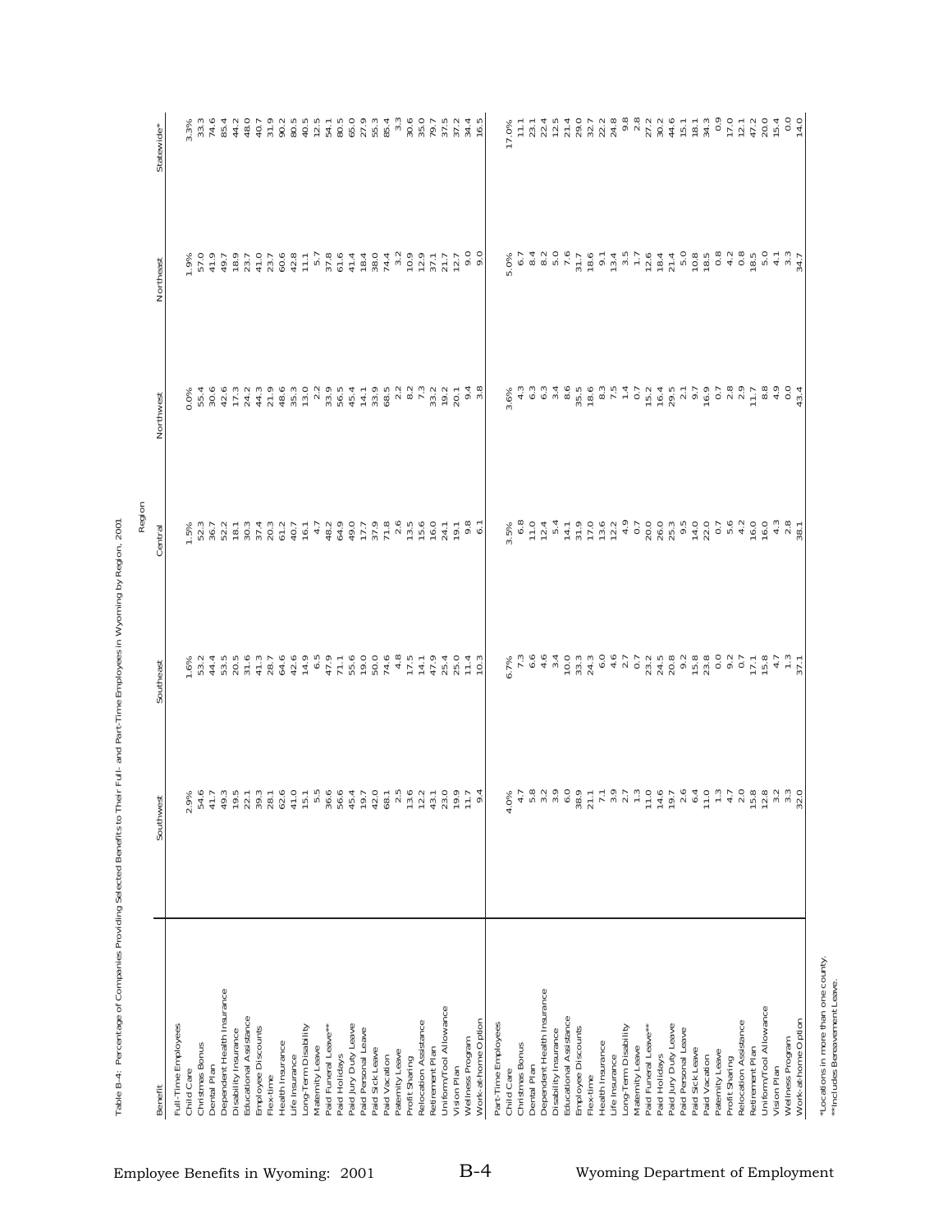Table B-4: Percentage of Companies Providing Selected Benefits to Their Full- and Part-Time Employees in Wyoming by Region, 2001

| Benefit | Southwest | Southeast | Central | Northwest | Northeast | Statewide* |
|---|---|---|---|---|---|---|
| | Region | | | | | |
| **Full-Time Employees** | | | | | | |
| Child Care | 2.9% | 1.6% | 1.5% | 0.0% | 1.9% | 3.3% |
| Christmas Bonus | 54.6 | 53.2 | 52.3 | 55.4 | 57.0 | 33.3 |
| Dental Plan | 41.7 | 44.4 | 36.7 | 30.6 | 41.9 | 74.6 |
| Dependent Health Insurance | 49.3 | 53.5 | 52.2 | 42.6 | 49.7 | 85.4 |
| Disability Insurance | 19.5 | 20.5 | 18.1 | 17.3 | 18.9 | 44.2 |
| Educational Assistance | 22.1 | 31.6 | 30.3 | 24.2 | 23.7 | 48.0 |
| Employee Discounts | 39.3 | 41.3 | 37.4 | 44.3 | 41.0 | 40.7 |
| Flex-time | 28.1 | 28.7 | 20.3 | 21.9 | 23.7 | 31.9 |
| Health Insurance | 62.6 | 64.6 | 61.2 | 48.6 | 60.6 | 90.2 |
| Life Insurance | 41.0 | 42.6 | 40.7 | 35.3 | 42.8 | 80.5 |
| Long-Term Disability | 15.1 | 14.9 | 16.1 | 13.0 | 11.1 | 40.5 |
| Maternity Leave | 5.5 | 6.5 | 4.7 | 2.2 | 5.7 | 12.5 |
| Paid Funeral Leave** | 36.6 | 47.9 | 48.2 | 33.9 | 37.8 | 54.1 |
| Paid Holidays | 56.6 | 71.1 | 64.9 | 56.5 | 61.6 | 80.5 |
| Paid Jury Duty Leave | 45.4 | 55.6 | 49.0 | 45.4 | 41.4 | 65.0 |
| Paid Personal Leave | 19.7 | 19.0 | 17.7 | 14.1 | 18.4 | 27.9 |
| Paid Sick Leave | 42.0 | 50.0 | 37.9 | 33.9 | 38.0 | 55.3 |
| Paid Vacation | 68.1 | 74.6 | 71.8 | 68.5 | 74.4 | 85.4 |
| Paternity Leave | 2.5 | 4.8 | 2.6 | 2.2 | 3.2 | 3.3 |
| Profit Sharing | 13.6 | 17.5 | 13.5 | 8.2 | 10.9 | 30.6 |
| Relocation Assistance | 12.2 | 14.1 | 15.6 | 7.3 | 12.9 | 35.0 |
| Retirement Plan | 43.1 | 47.9 | 16.0 | 33.2 | 37.1 | 79.7 |
| Uniform/Tool Allowance | 23.0 | 25.4 | 24.1 | 19.2 | 21.7 | 37.5 |
| Vision Plan | 19.9 | 25.0 | 19.1 | 20.1 | 12.7 | 37.2 |
| Wellness Program | 11.7 | 11.4 | 9.8 | 9.4 | 9.0 | 34.4 |
| Work-at-home Option | 9.4 | 10.3 | 6.1 | 3.8 | 9.0 | 16.5 |
| **Part-Time Employees** | | | | | | |
| Child Care | 4.0% | 6.7% | 3.5% | 3.6% | 5.0% | 17.0% |
| Christmas Bonus | 4.7 | 7.3 | 6.8 | 4.3 | 6.7 | 11.1 |
| Dental Plan | 5.8 | 6.6 | 11.0 | 6.3 | 8.4 | 23.1 |
| Dependent Health Insurance | 3.2 | 4.6 | 12.4 | 6.3 | 8.2 | 22.4 |
| Disability Insurance | 3.9 | 3.4 | 5.4 | 3.4 | 5.0 | 12.5 |
| Educational Assistance | 6.0 | 10.0 | 14.1 | 8.6 | 7.6 | 21.4 |
| Employee Discounts | 38.9 | 33.3 | 31.9 | 35.5 | 31.7 | 29.0 |
| Flex-time | 21.1 | 24.3 | 17.0 | 18.6 | 18.6 | 32.7 |
| Health Insurance | 7.1 | 6.0 | 13.6 | 8.3 | 9.1 | 22.2 |
| Life Insurance | 3.9 | 4.6 | 12.2 | 7.5 | 13.4 | 24.8 |
| Long-Term Disability | 2.7 | 2.7 | 4.9 | 1.4 | 3.5 | 9.8 |
| Maternity Leave | 1.3 | 0.7 | 0.7 | 0.7 | 1.7 | 2.8 |
| Paid Funeral Leave** | 11.0 | 23.2 | 20.0 | 15.2 | 12.6 | 27.2 |
| Paid Holidays | 14.6 | 24.5 | 26.0 | 16.4 | 18.4 | 30.2 |
| Paid Jury Duty Leave | 19.7 | 20.8 | 25.3 | 29.5 | 21.4 | 44.6 |
| Paid Personal Leave | 2.6 | 9.2 | 9.5 | 2.1 | 5.0 | 15.1 |
| Paid Sick Leave | 6.4 | 15.8 | 14.0 | 9.7 | 10.8 | 18.1 |
| Paid Vacation | 11.0 | 23.8 | 22.0 | 16.9 | 18.5 | 34.3 |
| Paternity Leave | 1.3 | 0.0 | 0.7 | 0.7 | 0.8 | 0.9 |
| Profit Sharing | 4.7 | 9.2 | 5.6 | 2.8 | 4.2 | 17.0 |
| Relocation Assistance | 2.0 | 0.7 | 4.2 | 2.9 | 0.8 | 12.1 |
| Retirement Plan | 15.8 | 17.1 | 16.0 | 11.7 | 18.5 | 47.2 |
| Uniform/Tool Allowance | 12.8 | 15.8 | 16.0 | 8.8 | 5.0 | 20.0 |
| Vision Plan | 3.2 | 4.7 | 4.3 | 4.9 | 4.1 | 15.4 |
| Wellness Program | 3.3 | 1.3 | 2.8 | 0.0 | 3.3 | 0.0 |
| Work-at-home Option | 32.0 | 37.1 | 38.1 | 43.4 | 34.7 | 14.0 |

*Locations in more than one county.
**Includes Bereavement Leave.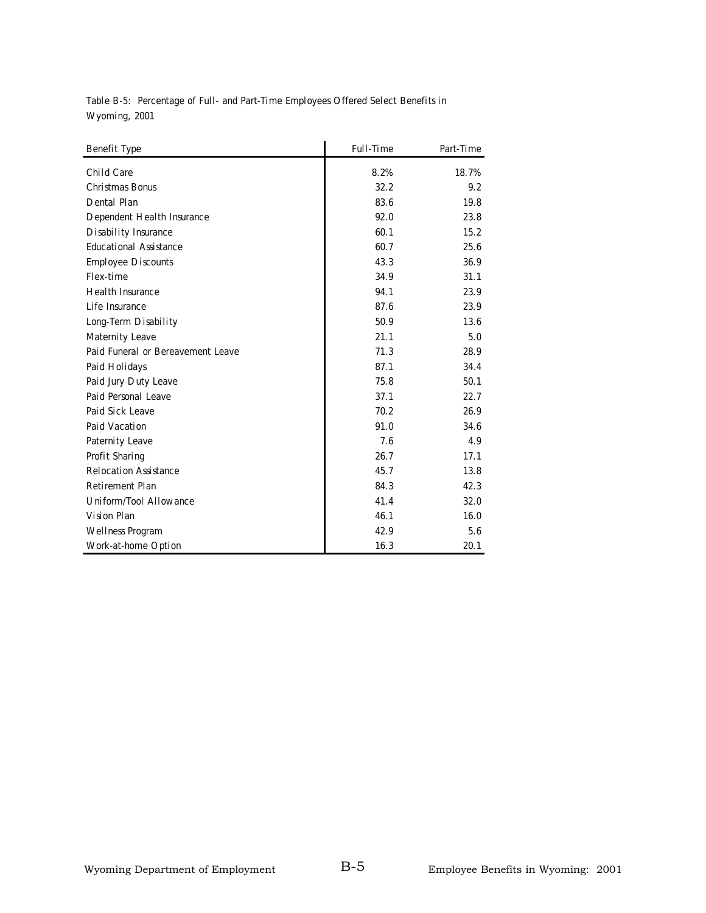Table B-5: Percentage of Full- and Part-Time Employees Offered Select Benefits in Wyoming, 2001

| Benefit Type | Full-Time | Part-Time |
|---|---|---|
| Child Care | 8.2% | 18.7% |
| Christmas Bonus | 32.2 | 9.2 |
| Dental Plan | 83.6 | 19.8 |
| Dependent Health Insurance | 92.0 | 23.8 |
| Disability Insurance | 60.1 | 15.2 |
| Educational Assistance | 60.7 | 25.6 |
| Employee Discounts | 43.3 | 36.9 |
| Flex-time | 34.9 | 31.1 |
| Health Insurance | 94.1 | 23.9 |
| Life Insurance | 87.6 | 23.9 |
| Long-Term Disability | 50.9 | 13.6 |
| Maternity Leave | 21.1 | 5.0 |
| Paid Funeral or Bereavement Leave | 71.3 | 28.9 |
| Paid Holidays | 87.1 | 34.4 |
| Paid Jury Duty Leave | 75.8 | 50.1 |
| Paid Personal Leave | 37.1 | 22.7 |
| Paid Sick Leave | 70.2 | 26.9 |
| Paid Vacation | 91.0 | 34.6 |
| Paternity Leave | 7.6 | 4.9 |
| Profit Sharing | 26.7 | 17.1 |
| Relocation Assistance | 45.7 | 13.8 |
| Retirement Plan | 84.3 | 42.3 |
| Uniform/Tool Allowance | 41.4 | 32.0 |
| Vision Plan | 46.1 | 16.0 |
| Wellness Program | 42.9 | 5.6 |
| Work-at-home Option | 16.3 | 20.1 |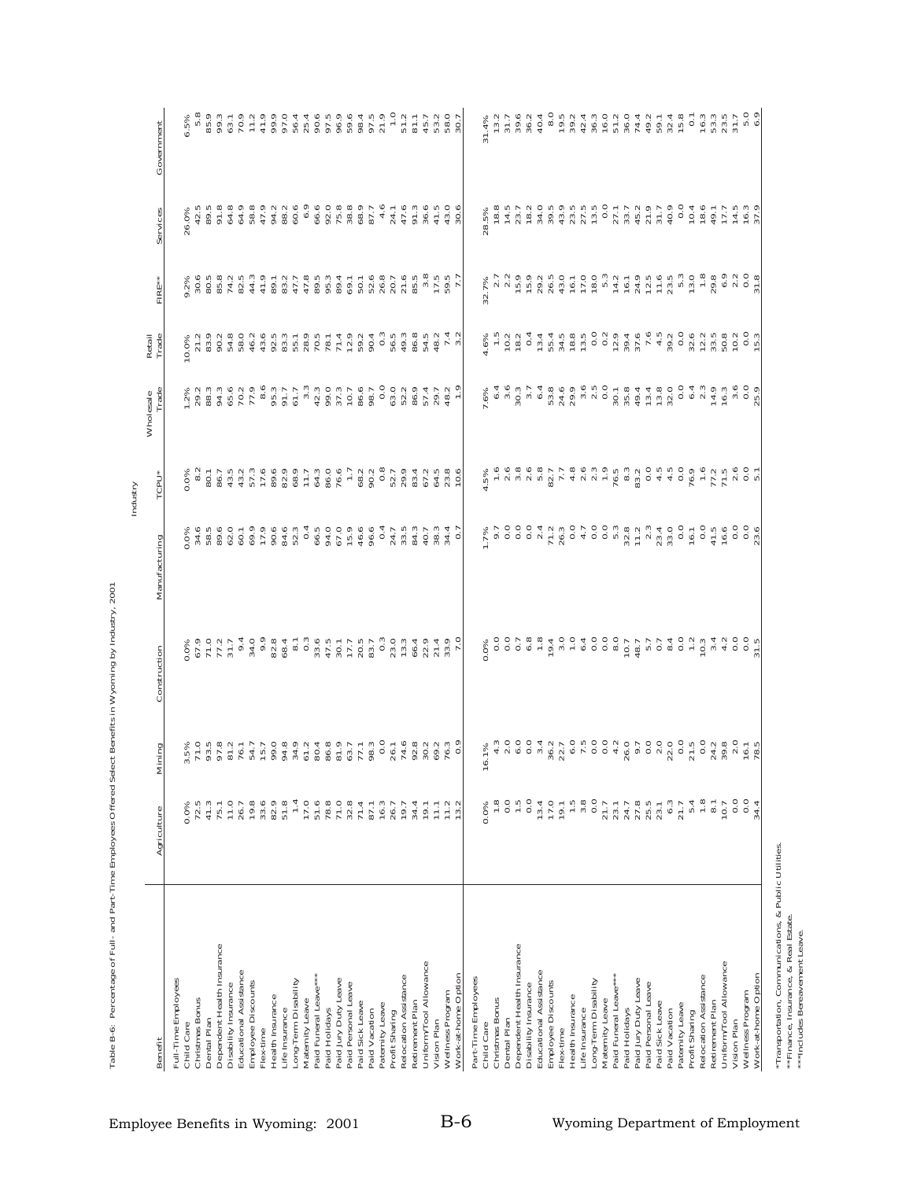Table B-6: Percentage of Full- and Part-Time Employees Offered Select Benefits in Wyoming by Industry, 2001

| Benefit | Agriculture | Mining | Construction | Manufacturing | TCPU* | Wholesale Trade | Retail Trade | FIRE** | Services | Government |
|---|---|---|---|---|---|---|---|---|---|---|
| **Full-Time Employees** | | | | | | | | | | |
| Child Care | 0.0% | 3.5% | 0.0% | 0.0% | 0.0% | 1.2% | 10.0% | 9.2% | 26.0% | 6.5% |
| Christmas Bonus | 72.5 | 71.0 | 67.9 | 34.6 | 8.2 | 29.2 | 21.2 | 30.6 | 42.5 | 5.8 |
| Dental Plan | 41.3 | 93.5 | 71.0 | 58.5 | 80.1 | 88.3 | 83.9 | 80.5 | 89.5 | 85.9 |
| Dependent Health Insurance | 75.1 | 97.8 | 77.2 | 89.6 | 86.7 | 94.3 | 90.2 | 85.8 | 91.8 | 99.3 |
| Disability Insurance | 11.0 | 81.2 | 31.7 | 62.0 | 43.5 | 65.6 | 54.8 | 74.2 | 64.8 | 63.1 |
| Educational Assistance | 26.7 | 76.1 | 9.4 | 60.1 | 43.2 | 70.2 | 58.0 | 82.5 | 64.9 | 70.9 |
| Employee Discounts | 19.8 | 54.7 | 34.0 | 69.9 | 57.3 | 77.9 | 46.2 | 44.3 | 58.8 | 11.2 |
| Flex-time | 33.6 | 15.7 | 9.9 | 17.9 | 17.6 | 8.6 | 43.6 | 41.9 | 47.9 | 41.9 |
| Health Insurance | 82.9 | 99.0 | 82.8 | 90.6 | 89.6 | 95.3 | 92.5 | 89.1 | 94.2 | 99.9 |
| Life Insurance | 51.8 | 94.8 | 68.4 | 84.6 | 82.9 | 91.7 | 83.3 | 83.2 | 88.2 | 97.0 |
| Long-Term Disability | 1.4 | 34.9 | 8.1 | 52.3 | 68.9 | 61.7 | 55.1 | 47.7 | 60.6 | 56.4 |
| Maternity Leave | 17.0 | 61.2 | 0.3 | 0.4 | 11.7 | 3.3 | 28.9 | 47.8 | 6.9 | 25.4 |
| Paid Funeral Leave*** | 51.6 | 80.4 | 33.6 | 66.5 | 64.3 | 42.3 | 70.5 | 89.5 | 66.6 | 90.6 |
| Paid Holidays | 78.8 | 86.8 | 47.5 | 94.0 | 86.0 | 99.0 | 78.1 | 95.3 | 92.0 | 97.5 |
| Paid Jury Duty Leave | 71.0 | 81.9 | 30.1 | 67.0 | 76.6 | 37.3 | 71.4 | 89.4 | 75.8 | 96.9 |
| Paid Personal Leave | 32.8 | 63.7 | 17.7 | 15.9 | 1.7 | 10.7 | 12.9 | 69.1 | 38.8 | 59.6 |
| Paid Sick Leave | 71.4 | 77.1 | 20.5 | 46.6 | 68.2 | 86.6 | 59.2 | 50.1 | 68.9 | 98.4 |
| Paid Vacation | 87.1 | 98.3 | 83.7 | 96.6 | 90.2 | 98.7 | 90.4 | 52.6 | 87.7 | 97.5 |
| Paternity Leave | 16.3 | 0.0 | 0.3 | 0.4 | 0.8 | 0.0 | 0.3 | 26.8 | 4.6 | 21.9 |
| Profit Sharing | 26.7 | 26.1 | 23.0 | 24.7 | 52.7 | 63.0 | 56.5 | 20.7 | 24.1 | 1.0 |
| Relocation Assistance | 19.7 | 74.6 | 13.3 | 33.5 | 29.9 | 52.2 | 49.3 | 21.6 | 47.6 | 51.2 |
| Retirement Plan | 34.4 | 92.8 | 66.4 | 84.3 | 83.4 | 86.9 | 86.8 | 85.5 | 91.3 | 81.1 |
| Uniform/Tool Allowance | 19.1 | 30.2 | 22.9 | 40.7 | 67.2 | 57.4 | 54.5 | 3.8 | 36.6 | 45.7 |
| Vision Plan | 11.1 | 69.2 | 21.4 | 38.3 | 64.5 | 29.7 | 48.2 | 17.5 | 41.5 | 53.2 |
| Wellness Program | 11.2 | 76.3 | 33.9 | 34.4 | 23.8 | 48.2 | 7.4 | 59.5 | 43.0 | 58.0 |
| Work-at-home Option | 13.2 | 0.9 | 7.0 | 0.7 | 10.6 | 1.9 | 3.2 | 7.7 | 30.6 | 30.7 |
| **Part-Time Employees** | | | | | | | | | | |
| Child Care | 0.0% | 16.1% | 0.0% | 1.7% | 4.5% | 7.6% | 4.6% | 32.7% | 28.5% | 31.4% |
| Christmas Bonus | 1.8 | 4.3 | 0.0 | 9.7 | 1.6 | 6.4 | 1.5 | 2.7 | 18.8 | 13.2 |
| Dental Plan | 0.0 | 2.0 | 0.0 | 0.0 | 2.6 | 6 | 10.2 | 2.2 | 14.5 | 31.7 |
| Dependent Health Insurance | 1.5 | 6.0 | 0.7 | 0.0 | 3.8 | 30.3 | 18.2 | 15.9 | 23.7 | 39.6 |
| Disability Insurance | 0.0 | 0.0 | 6.8 | 0.0 | 2.6 | 0.7 | 0.4 | 15.9 | 18.2 | 36.2 |
| Educational Assistance | 13.4 | 3.4 | 1.8 | 2.4 | 5.8 | 6.4 | 13.4 | 29.2 | 34.0 | 40.4 |
| Employee Discounts | 17.0 | 36.2 | 19.4 | 71.2 | 82.7 | 53.8 | 55.4 | 26.5 | 39.5 | 8.0 |
| Flex-time | 19.1 | 22.7 | 3.0 | 26.0 | 7.7 | 24.6 | 34.5 | 43.0 | 43.9 | 19.5 |
| Health Insurance | 1.5 | 6.0 | 1.0 | 0.0 | 4.8 | 29.9 | 18.8 | 16.1 | 23.5 | 39.2 |
| Life Insurance | 3.8 | 7.5 | 6.4 | 4.7 | 2.6 | 3.6 | 13.5 | 17.0 | 27.5 | 42.4 |
| Long-Term Disability | 0.0 | 0.0 | 0.0 | 0.0 | 2.3 | 2.5 | 0.0 | 18.0 | 13.5 | 36.3 |
| Maternity Leave | 21.7 | 0.0 | 0.0 | 0.0 | 1.9 | 0.0 | 0.2 | 5.3 | 0.0 | 16.0 |
| Paid Funeral Leave*** | 23.1 | 4.2 | 8.0 | 5.3 | 76.5 | 30.1 | 12.9 | 14.2 | 27.1 | 51.2 |
| Paid Holidays | 24.7 | 26.0 | 10.7 | 32.8 | 8.3 | 35.8 | 39.4 | 16.1 | 33.7 | 36.0 |
| Paid Jury Duty Leave | 27.8 | 9.7 | 48.7 | 11.2 | 83.2 | 49.4 | 37.6 | 24.9 | 45.2 | 74.4 |
| Paid Personal Leave | 25.5 | 0.0 | 5.7 | 2.3 | 0.0 | 13.4 | 7.6 | 12.5 | 21.9 | 49.2 |
| Paid Sick Leave | 23.1 | 2.0 | 0.7 | 23.4 | 4.5 | 13.8 | 4.5 | 11.6 | 31.7 | 59.1 |
| Paid Vacation | 6.3 | 22.0 | 8.4 | 33.0 | 4.5 | 32.0 | 39.2 | 23.5 | 40.9 | 32.4 |
| Paternity Leave | 21.7 | 0.0 | 0.0 | 0.0 | 0.0 | 0.0 | 0.0 | 5.3 | 0.0 | 15.8 |
| Profit Sharing | 5.4 | 21.5 | 1.2 | 16.1 | 76.9 | 6.4 | 32.6 | 13.0 | 10.4 | 0.1 |
| Relocation Assistance | 1.8 | 0.0 | 10.3 | 0.0 | 1.6 | 2.3 | 12.2 | 1.8 | 18.6 | 16.3 |
| Retirement Plan | 8.1 | 24.2 | 3.4 | 41.5 | 77.2 | 14.9 | 33.5 | 29.8 | 49.1 | 53.3 |
| Uniform/Tool Allowance | 10.7 | 39.8 | 4.2 | 16.6 | 71.5 | 16.3 | 50.8 | 6.9 | 17.7 | 23.5 |
| Vision Plan | 0.0 | 2.0 | 0.0 | 0.0 | 2.6 | 3.6 | 10.2 | 2.2 | 14.5 | 31.7 |
| Wellness Program | 0.0 | 16.1 | 0.0 | 0.0 | 0.0 | 0.0 | 0.0 | 0.0 | 16.3 | 5.0 |
| Work-at-home Option | 34.4 | 78.5 | 31.5 | 23.6 | 5.1 | 25.9 | 15.3 | 31.8 | 37.9 | 6.9 |

*Transportation, Communications, & Public Utilities.
**Finance, Insurance, & Real Estate.
***Includes Bereavement Leave.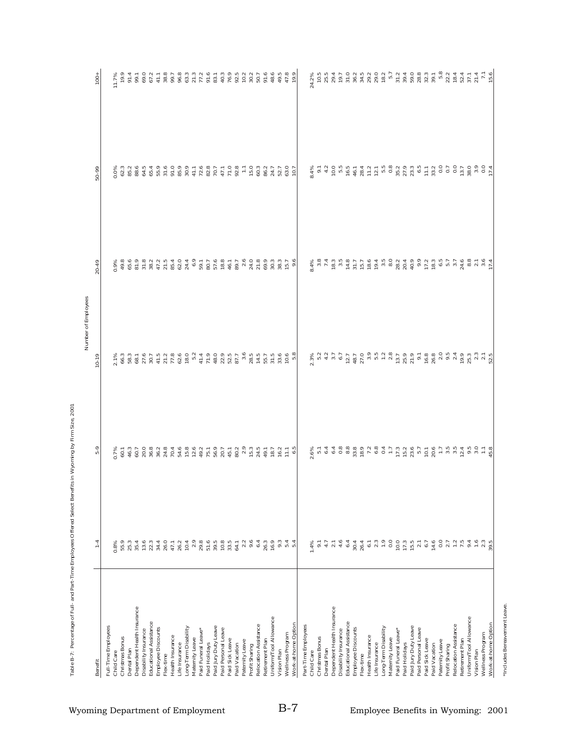Table B-7: Percentage of Full- and Part-Time Employees Offered Select Benefits in Wyoming by Firm Size, 2001

| Benefit | Number of Employees | | | | | |
|---|---|---|---|---|---|---|
| | 1-4 | 5-9 | 10-19 | 20-49 | 50-99 | 100+ |
| **Full-Time Employees** | | | | | | |
| Child Care | 0.8% | 0.7% | 2.1% | 0.9% | 0.0% | 11.7% |
| Christmas Bonus | 55.9 | 60.1 | 66.3 | 49.8 | 62.3 | 19.9 |
| Dental Plan | 25.3 | 46.3 | 58.3 | 65.6 | 85.2 | 91.4 |
| Dependent Health Insurance | 35.4 | 60.7 | 68.1 | 81.9 | 88.6 | 99.1 |
| Disability Insurance | 13.6 | 20.0 | 27.6 | 31.8 | 64.5 | 69.0 |
| Educational Assistance | 22.3 | 36.8 | 30.7 | 38.2 | 65.4 | 67.2 |
| Employee Discounts | 34.4 | 36.2 | 41.5 | 47.2 | 55.9 | 41.1 |
| Flex-time | 26.0 | 24.8 | 21.2 | 21.5 | 31.6 | 38.8 |
| Health Insurance | 47.1 | 70.4 | 77.8 | 85.4 | 91.0 | 99.7 |
| Life Insurance | 26.2 | 54.6 | 62.6 | 62.0 | 85.9 | 96.8 |
| Long-Term Disability | 10.4 | 15.8 | 18.0 | 24.4 | 30.9 | 63.3 |
| Maternity Leave | 2.9 | 12.6 | 5.2 | 6.9 | 41.1 | 21.3 |
| Paid Funeral Leave* | 29.8 | 49.2 | 41.4 | 59.1 | 72.6 | 77.2 |
| Paid Holidays | 51.6 | 75.1 | 71.9 | 80.7 | 82.8 | 91.6 |
| Paid Jury Duty Leave | 39.5 | 56.9 | 48.0 | 57.6 | 70.7 | 83.1 |
| Paid Personal Leave | 10.8 | 20.7 | 22.9 | 18.8 | 47.1 | 40.3 |
| Paid Sick Leave | 33.5 | 45.1 | 52.5 | 46.1 | 71.0 | 76.9 |
| Paid Vacation | 64.1 | 80.2 | 87.7 | 89.7 | 92.8 | 92.5 |
| Paternity Leave | 2.2 | 2.9 | 3.6 | 2.6 | 1.1 | 10.2 |
| Profit Sharing | 9.6 | 15.3 | 28.5 | 24.0 | 15.0 | 30.2 |
| Relocation Assistance | 6.4 | 24.5 | 14.5 | 21.8 | 60.3 | 50.7 |
| Retirement Plan | 26.3 | 49.1 | 55.7 | 69.9 | 86.2 | 91.6 |
| Uniform/Tool Allowance | 16.9 | 18.7 | 31.5 | 30.3 | 24.7 | 48.6 |
| Vision Plan | 9.3 | 16.2 | 33.6 | 38.3 | 52.7 | 49.5 |
| Wellness Program | 5.4 | 11.1 | 10.6 | 15.7 | 63.0 | 47.8 |
| Work-at-home Option | 5.4 | 6.5 | 5.8 | 9.6 | 10.7 | 19.9 |
| **Part-Time Employees** | | | | | | |
| Child Care | 1.4% | 2.6% | 2.3% | 8.4% | 8.4% | 24.2% |
| Christmas Bonus | 9.1 | 5.1 | 5.2 | 3.8 | 9.1 | 10.5 |
| Dental Plan | 4.7 | 6.4 | 4.2 | 7.4 | 4.2 | 25.5 |
| Dependent Health Insurance | 2.1 | 6.4 | 3.7 | 18.3 | 10.0 | 29.4 |
| Disability Insurance | 4.6 | 0.8 | 6.7 | 3.5 | 5.5 | 19.7 |
| Educational Assistance | 6.4 | 8.8 | 12.7 | 14.8 | 16.5 | 31.0 |
| Employee Discounts | 30.4 | 33.8 | 48.7 | 31.7 | 46.1 | 36.2 |
| Flex-time | 26.4 | 18.9 | 27.0 | 15.7 | 28.4 | 34.5 |
| Health Insurance | 6.1 | 7.2 | 3.9 | 18.6 | 11.2 | 29.2 |
| Life Insurance | 2.3 | 6.8 | 5.5 | 19.4 | 12.1 | 29.0 |
| Long-Term Disability | 1.9 | 0.4 | 1.2 | 3.5 | 5.5 | 18.2 |
| Maternity Leave | 0.0 | 1.7 | 2.8 | 8.0 | 0.8 | 5.7 |
| Paid Funeral Leave* | 10.0 | 17.3 | 13.7 | 28.2 | 35.2 | 31.2 |
| Paid Holidays | 17.3 | 15.2 | 25.9 | 20.4 | 27.9 | 39.4 |
| Paid Jury Duty Leave | 15.5 | 23.6 | 21.9 | 40.9 | 23.3 | 59.0 |
| Paid Personal Leave | 2.1 | 5.7 | 9.1 | 9.9 | 6.5 | 28.8 |
| Paid Sick Leave | 6.7 | 10.1 | 16.8 | 17.2 | 11.1 | 32.3 |
| Paid Vacation | 14.6 | 20.6 | 26.8 | 18.3 | 33.2 | 39.1 |
| Paternity Leave | 0.0 | 1.7 | 2.0 | 6.5 | 0.0 | 5.8 |
| Profit Sharing | 2.7 | 3.5 | 9.5 | 5.7 | 0.7 | 22.2 |
| Relocation Assistance | 1.2 | 3.5 | 2.4 | 3.7 | 0.0 | 18.4 |
| Retirement Plan | 7.5 | 12.4 | 19.9 | 24.6 | 13.7 | 52.4 |
| Uniform/Tool Allowance | 9.4 | 9.5 | 25.3 | 8.8 | 38.0 | 37.1 |
| Vision Plan | 1.6 | 3.0 | 2.3 | 2.1 | 3.9 | 21.4 |
| Wellness Program | 2.3 | 1.1 | 2.1 | 3.6 | 0.0 | 7.1 |
| Work-at-home Option | 39.5 | 45.8 | 52.5 | 17.4 | 17.4 | 15.6 |

*Includes Bereavement Leave.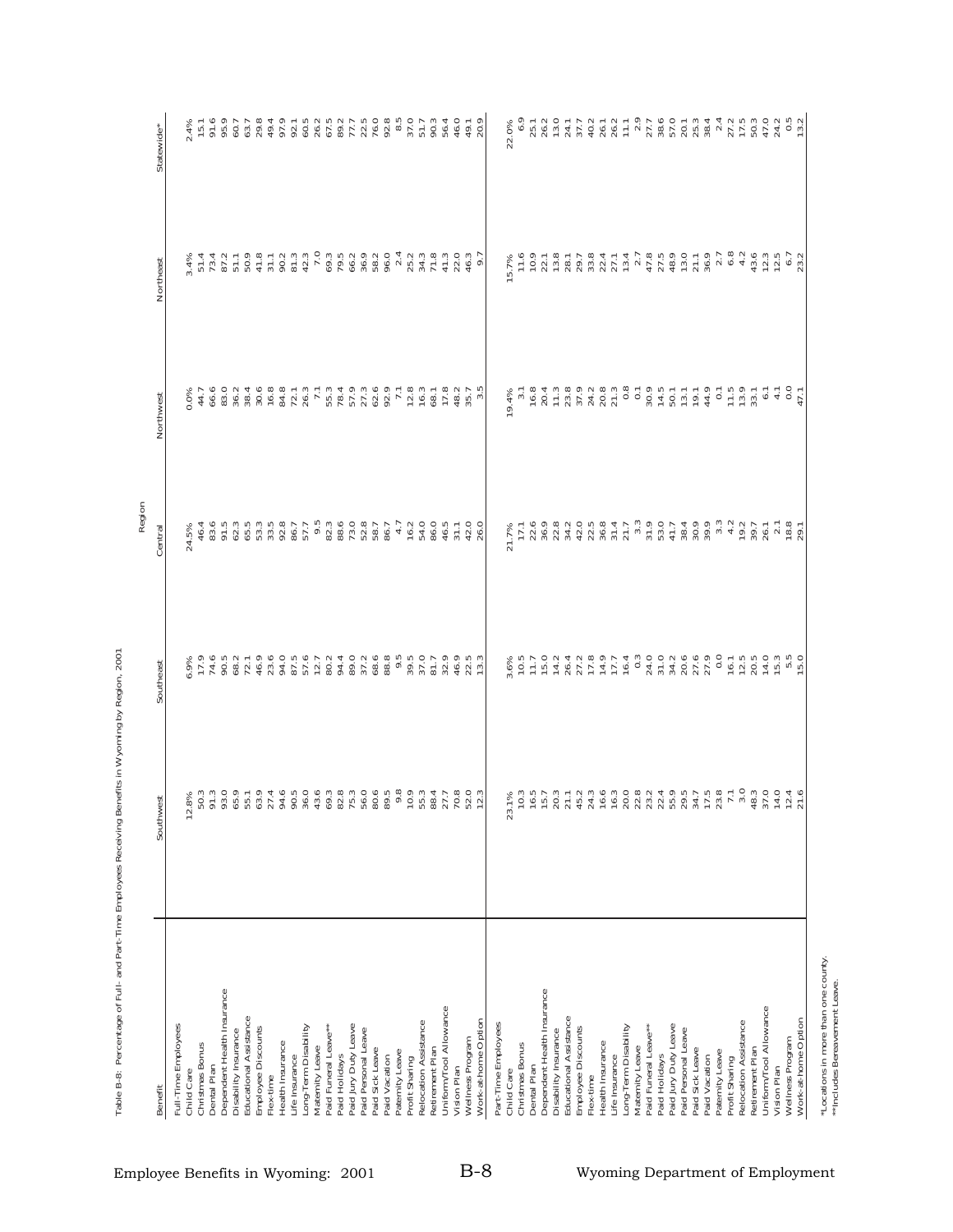Table B-8: Percentage of Full- and Part-Time Employees Receiving Benefits in Wyoming by Region, 2001

| Benefit | Southwest | Southeast | Central | Northwest | Northeast | Statewide* |
|---|---|---|---|---|---|---|
| | Region | | | | | |
| **Full-Time Employees** | | | | | | |
| Child Care | 12.8% | 6.9% | 24.5% | 0.0% | 3.4% | 2.4% |
| Christmas Bonus | 50.3 | 17.9 | 46.4 | 44.7 | 51.4 | 15.1 |
| Dental Plan | 91.3 | 74.6 | 83.6 | 66.6 | 73.4 | 91.6 |
| Dependent Health Insurance | 93.0 | 90.5 | 91.5 | 83.0 | 87.2 | 95.9 |
| Disability Insurance | 65.9 | 68.2 | 62.3 | 36.2 | 51.1 | 60.7 |
| Educational Assistance | 55.1 | 72.1 | 65.5 | 38.4 | 50.9 | 63.7 |
| Employee Discounts | 63.9 | 46.9 | 53.3 | 30.6 | 41.8 | 29.8 |
| Flex-time | 27.4 | 23.6 | 33.5 | 16.8 | 31.1 | 49.4 |
| Health Insurance | 94.6 | 94.0 | 92.8 | 84.8 | 90.2 | 97.9 |
| Life Insurance | 90.5 | 87.5 | 86.7 | 72.1 | 81.3 | 92.1 |
| Long-Term Disability | 36.0 | 57.6 | 57.7 | 26.3 | 42.3 | 60.5 |
| Maternity Leave | 43.6 | 12.7 | 9.5 | 7.1 | 7.0 | 26.2 |
| Paid Funeral Leave** | 69.3 | 80.2 | 82.3 | 55.3 | 69.3 | 67.5 |
| Paid Holidays | 82.8 | 94.4 | 88.6 | 78.4 | 79.5 | 89.2 |
| Paid Jury Duty Leave | 75.3 | 89.0 | 73.0 | 57.9 | 66.2 | 77.7 |
| Paid Personal Leave | 56.0 | 37.2 | 52.8 | 27.3 | 36.9 | 22.5 |
| Paid Sick Leave | 80.6 | 68.6 | 58.7 | 62.6 | 58.2 | 76.0 |
| Paid Vacation | 89.5 | 88.8 | 86.7 | 92.9 | 96.0 | 92.8 |
| Paternity Leave | 9.8 | 9.5 | 4.7 | 7.1 | 2.4 | 8.5 |
| Profit Sharing | 10.9 | 39.5 | 16.2 | 12.8 | 25.2 | 37.0 |
| Relocation Assistance | 55.3 | 37.0 | 54.0 | 16.3 | 34.3 | 51.7 |
| Retirement Plan | 88.4 | 81.7 | 86.0 | 68.1 | 71.8 | 90.3 |
| Uniform/Tool Allowance | 27.7 | 32.9 | 46.5 | 17.8 | 41.3 | 56.4 |
| Vision Plan | 70.8 | 46.9 | 31.1 | 48.2 | 22.0 | 46.0 |
| Wellness Program | 52.0 | 22.5 | 42.0 | 35.7 | 46.3 | 49.1 |
| Work-at-home Option | 12.3 | 13.3 | 26.0 | 3.5 | 9.7 | 20.9 |
| **Part-Time Employees** | | | | | | |
| Child Care | 23.1% | 3.6% | 21.7% | 19.4% | 15.7% | 22.0% |
| Christmas Bonus | 10.3 | 10.5 | 17.1 | 3.1 | 11.6 | 6.9 |
| Dental Plan | 16.5 | 11.7 | 22.6 | 16.8 | 10.9 | 25.1 |
| Dependent Health Insurance | 15.7 | 15.0 | 36.9 | 20.4 | 22.1 | 26.2 |
| Disability Insurance | 20.3 | 14.2 | 22.8 | 11.3 | 13.8 | 13.0 |
| Educational Assistance | 21.1 | 26.4 | 34.2 | 23.8 | 28.1 | 24.1 |
| Employee Discounts | 45.2 | 27.2 | 42.0 | 37.9 | 29.7 | 37.7 |
| Flex-time | 24.3 | 17.8 | 22.5 | 24.2 | 33.8 | 40.2 |
| Health Insurance | 16.6 | 14.9 | 36.8 | 20.8 | 22.4 | 26.1 |
| Life Insurance | 16.3 | 17.7 | 31.4 | 21.3 | 27.1 | 26.2 |
| Long-Term Disability | 20.0 | 16.4 | 21.7 | 0.8 | 13.4 | 11.1 |
| Maternity Leave | 22.8 | 0.3 | 3.3 | 0.1 | 2.7 | 2.9 |
| Paid Funeral Leave** | 23.2 | 24.0 | 31.9 | 30.9 | 47.8 | 27.7 |
| Paid Holidays | 22.4 | 31.0 | 53.0 | 14.5 | 27.5 | 38.6 |
| Paid Jury Duty Leave | 55.9 | 34.2 | 41.7 | 50.1 | 48.9 | 57.0 |
| Paid Personal Leave | 29.5 | 20.6 | 38.4 | 13.1 | 13.0 | 20.1 |
| Paid Sick Leave | 34.7 | 27.6 | 30.9 | 19.1 | 21.1 | 25.3 |
| Paid Vacation | 17.5 | 27.9 | 39.9 | 44.9 | 36.9 | 38.4 |
| Paternity Leave | 23.8 | 0.0 | 3.3 | 0.1 | 2.7 | 2.4 |
| Profit Sharing | 7.1 | 16.1 | 4.2 | 11.5 | 6.8 | 27.2 |
| Relocation Assistance | 3.0 | 12.5 | 19.2 | 13.9 | 4.2 | 17.5 |
| Retirement Plan | 48.3 | 20.5 | 39.7 | 33.1 | 43.6 | 50.3 |
| Uniform/Tool Allowance | 37.0 | 14.0 | 26.1 | 6.1 | 12.3 | 47.0 |
| Vision Plan | 14.0 | 15.3 | 2.1 | 4.1 | 12.5 | 24.2 |
| Wellness Program | 12.4 | 5.5 | 18.8 | 0.0 | 6.7 | 0.5 |
| Work-at-home Option | 21.6 | 15.0 | 29.1 | 47.1 | 23.2 | 13.2 |

*Locations in more than one county.
**Includes Bereavement Leave.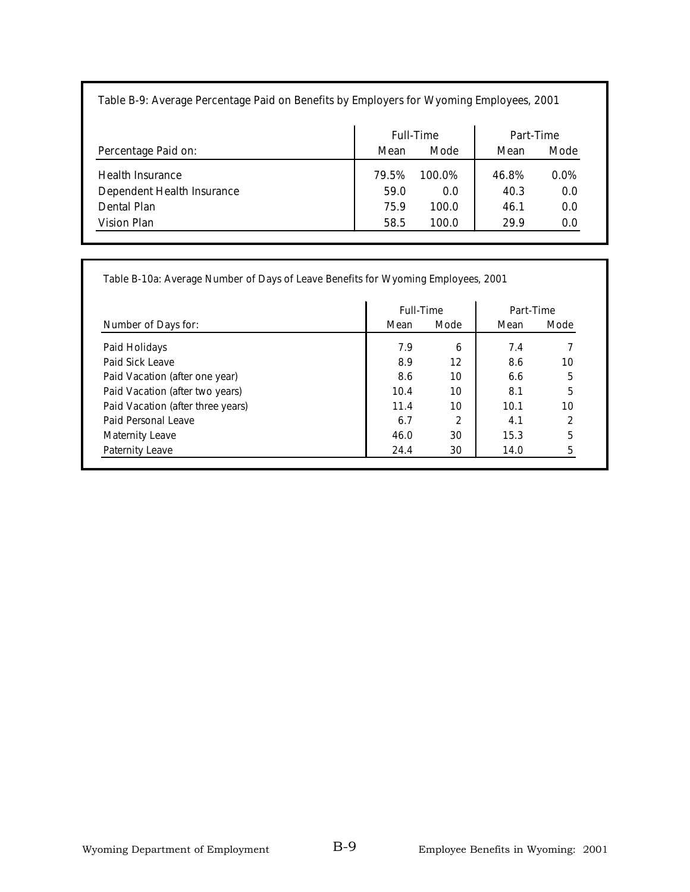Table B-9: Average Percentage Paid on Benefits by Employers for Wyoming Employees, 2001

| | Full-Time | | Part-Time | |
|---|---|---|---|---|
| Percentage Paid on: | Mean | Mode | Mean | Mode |
| Health Insurance | 79.5% | 100.0% | 46.8% | 0.0% |
| Dependent Health Insurance | 59.0 | 0.0 | 40.3 | 0.0 |
| Dental Plan | 75.9 | 100.0 | 46.1 | 0.0 |
| Vision Plan | 58.5 | 100.0 | 29.9 | 0.0 |

Table B-10a: Average Number of Days of Leave Benefits for Wyoming Employees, 2001

| | Full-Time | | Part-Time | |
|---|---|---|---|---|
| Number of Days for: | Mean | Mode | Mean | Mode |
| Paid Holidays | 7.9 | 6 | 7.4 | 7 |
| Paid Sick Leave | 8.9 | 12 | 8.6 | 10 |
| Paid Vacation (after one year) | 8.6 | 10 | 6.6 | 5 |
| Paid Vacation (after two years) | 10.4 | 10 | 8.1 | 5 |
| Paid Vacation (after three years) | 11.4 | 10 | 10.1 | 10 |
| Paid Personal Leave | 6.7 | 2 | 4.1 | 2 |
| Maternity Leave | 46.0 | 30 | 15.3 | 5 |
| Paternity Leave | 24.4 | 30 | 14.0 | 5 |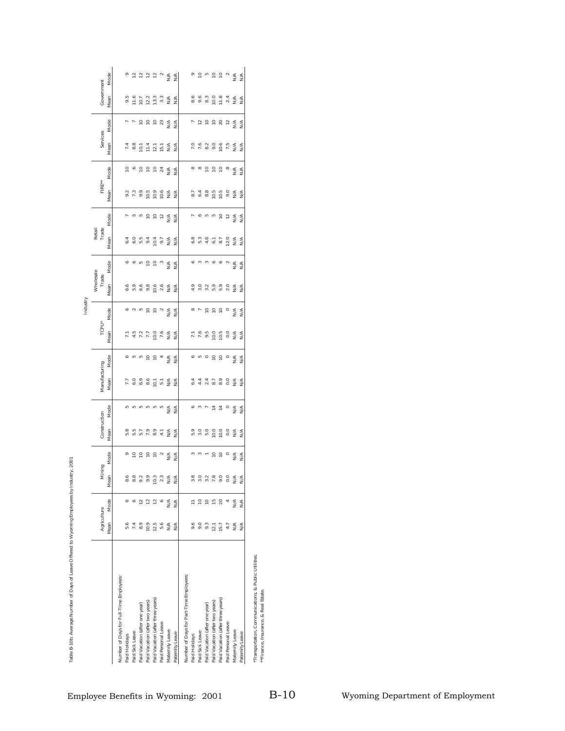Table B-10b: Average Number of Days of Leave Offered to Wyoming Employees by Industry, 2001

| | Industry | | | | | | | | | | | | | | | | | |
|---|---|---|---|---|---|---|---|---|---|---|---|---|---|---|---|---|---|---|
| | Agriculture | | Mining | | Construction | | Manufacturing | | TCPU* | | Wholesale Trade | | Retail Trade | | FIRE** | | Services | | Government | |
| | Mean | Mode | Mean | Mode | Mean | Mode | Mean | Mode | Mean | Mode | Mean | Mode | Mean | Mode | Mean | Mode | Mean | Mode | Mean | Mode |
| Number of Days for Full-Time Employees: | | | | | | | | | | | | | | | | | | | | |
| Paid Holidays | 5.6 | 6 | 8.6 | 9 | 5.8 | 5 | 7.7 | 6 | 7.1 | 6 | 6.6 | 6 | 6.4 | 7 | 9.2 | 10 | 7.4 | 7 | 9.5 | 9 |
| Paid Sick Leave | 7.4 | 6 | 8.8 | 10 | 5.5 | 5 | 6.0 | 5 | 4.5 | 2 | 5.9 | 6 | 6.0 | 5 | 7.3 | 6 | 8.8 | 7 | 11.6 | 12 |
| Paid Vacation (after one year) | 8.9 | 12 | 9.2 | 10 | 5.7 | 5 | 6.9 | 5 | 7.2 | 5 | 6.6 | 5 | 5.5 | 5 | 9.9 | 10 | 10.1 | 10 | 10.7 | 12 |
| Paid Vacation (after two years) | 10.9 | 12 | 9.9 | 10 | 7.9 | 5 | 8.6 | 10 | 7.7 | 10 | 9.8 | 10 | 9.4 | 10 | 10.5 | 10 | 11.4 | 10 | 12.2 | 12 |
| Paid Vacation (after three years) | 12.5 | 12 | 10.3 | 10 | 8.9 | 5 | 10.1 | 10 | 10.0 | 10 | 10.6 | 10 | 10.4 | 10 | 10.9 | 10 | 12.1 | 10 | 13.3 | 12 |
| Paid Personal Leave | 5.6 | 6 | 2.3 | 2 | 4.1 | 5 | 5.1 | 4 | 7.6 | 2 | 2.6 | 3 | 9.7 | 12 | 10.6 | 24 | 15.1 | 23 | 3.3 | 2 |
| Maternity Leave | N/A | N/A | N/A | N/A | N/A | N/A | N/A | N/A | N/A | N/A | N/A | N/A | N/A | N/A | N/A | N/A | N/A | N/A | N/A | N/A |
| Paternity Leave | N/A | N/A | N/A | N/A | N/A | N/A | N/A | N/A | N/A | N/A | N/A | N/A | N/A | N/A | N/A | N/A | N/A | N/A | N/A | N/A |
| Number of Days for Part-Time Employees: | | | | | | | | | | | | | | | | | | | | |
| Paid Holidays | 9.6 | 11 | 3.8 | 3 | 5.9 | 6 | 6.4 | 6 | 7.1 | 8 | 4.9 | 6 | 6.8 | 7 | 8.7 | 8 | 7.0 | 7 | 8.6 | 9 |
| Paid Sick Leave | 9.0 | 10 | 3.0 | 3 | 3.0 | 3 | 4.4 | 5 | 7.6 | 7 | 3.0 | 3 | 5.3 | 6 | 6.4 | 8 | 7.6 | 12 | 9.6 | 10 |
| Paid Vacation (after one year) | 9.3 | 10 | 3.2 | 1 | 5.0 | 7 | 2.4 | 0 | 9.5 | 10 | 3.2 | 3 | 4.6 | 5 | 8.8 | 10 | 8.2 | 10 | 8.3 | 5 |
| Paid Vacation (after two years) | 12.1 | 15 | 7.8 | 10 | 10.0 | 14 | 8.7 | 10 | 10.0 | 10 | 5.9 | 6 | 6.1 | 5 | 10.5 | 10 | 9.0 | 10 | 10.0 | 10 |
| Paid Vacation (after three years) | 15.7 | 20 | 9.0 | 10 | 10.0 | 14 | 8.9 | 10 | 10.5 | 10 | 5.9 | 6 | 8.7 | 10 | 10.5 | 10 | 10.6 | 20 | 11.8 | 10 |
| Paid Personal Leave | 4.7 | 4 | 0.0 | 0 | 0.0 | 0 | 0.0 | 0 | 0.0 | 0 | 2.0 | 2 | 12.0 | 12 | 9.0 | 8 | 7.5 | 12 | 2.4 | 2 |
| Maternity Leave | N/A | N/A | N/A | N/A | N/A | N/A | N/A | N/A | N/A | N/A | N/A | N/A | N/A | N/A | N/A | N/A | N/A | N/A | N/A | N/A |
| Paternity Leave | N/A | N/A | N/A | N/A | N/A | N/A | N/A | N/A | N/A | N/A | N/A | N/A | N/A | N/A | N/A | N/A | N/A | N/A | N/A | N/A |

*Transportation, Communications, & Public Utilities.
**Finance, Insurance, & Real Estate.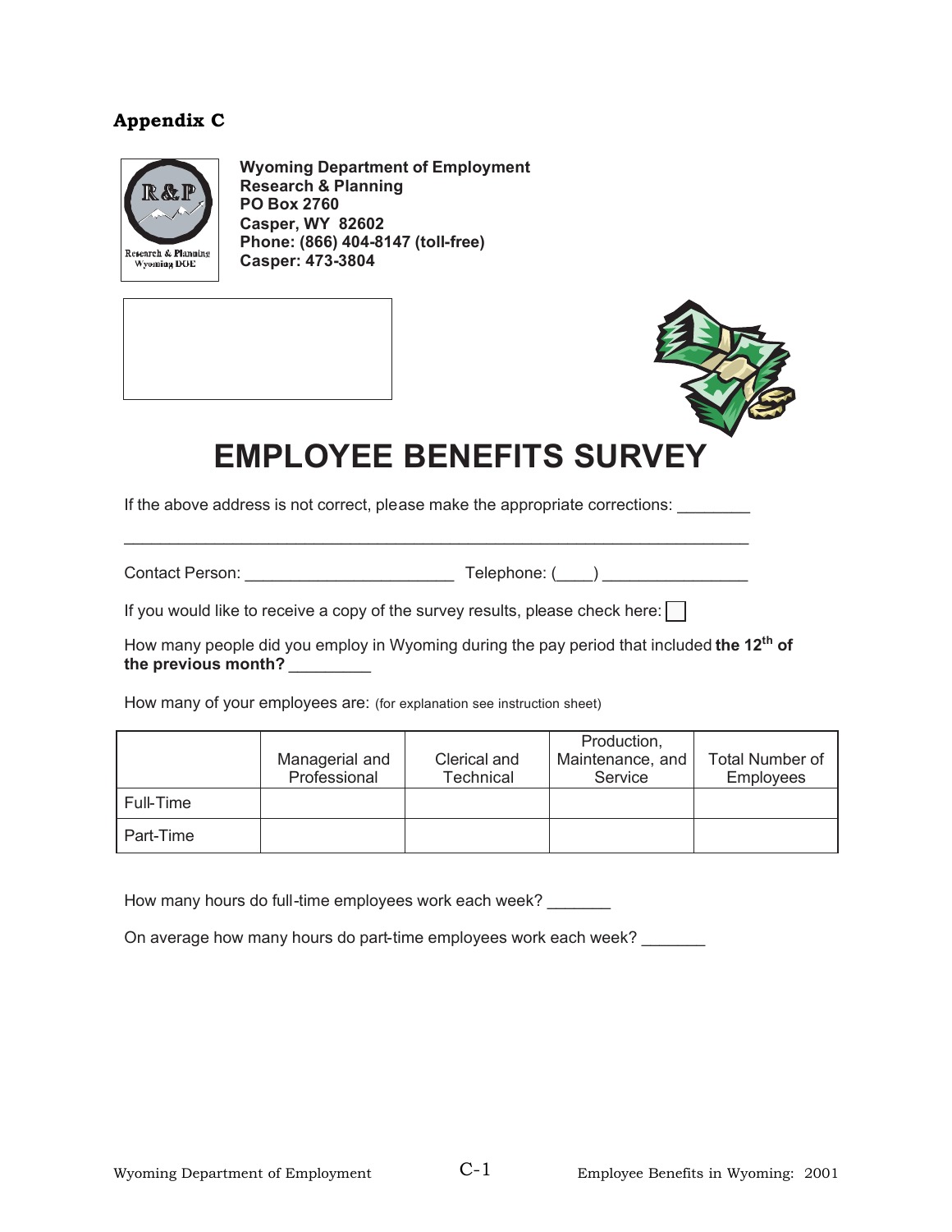# Appendix C

**Wyoming Department of Employment**
**Research & Planning**
**PO Box 2760**
**Casper, WY 82602**
**Phone: (866) 404-8147 (toll-free)**
**Casper: 473-3804**

# EMPLOYEE BENEFITS SURVEY

If the above address is not correct, please make the appropriate corrections: ________

______________________________________________________________________

Contact Person: ______________________ Telephone: (____) _______________

If you would like to receive a copy of the survey results, please check here: ☐

How many people did you employ in Wyoming during the pay period that included **the 12th of the previous month?** _________

How many of your employees are: (for explanation see instruction sheet)

| | Managerial and Professional | Clerical and Technical | Production, Maintenance, and Service | Total Number of Employees |
|---|---|---|---|---|
| Full-Time | | | | |
| Part-Time | | | | |

How many hours do full-time employees work each week? _______

On average how many hours do part-time employees work each week? _______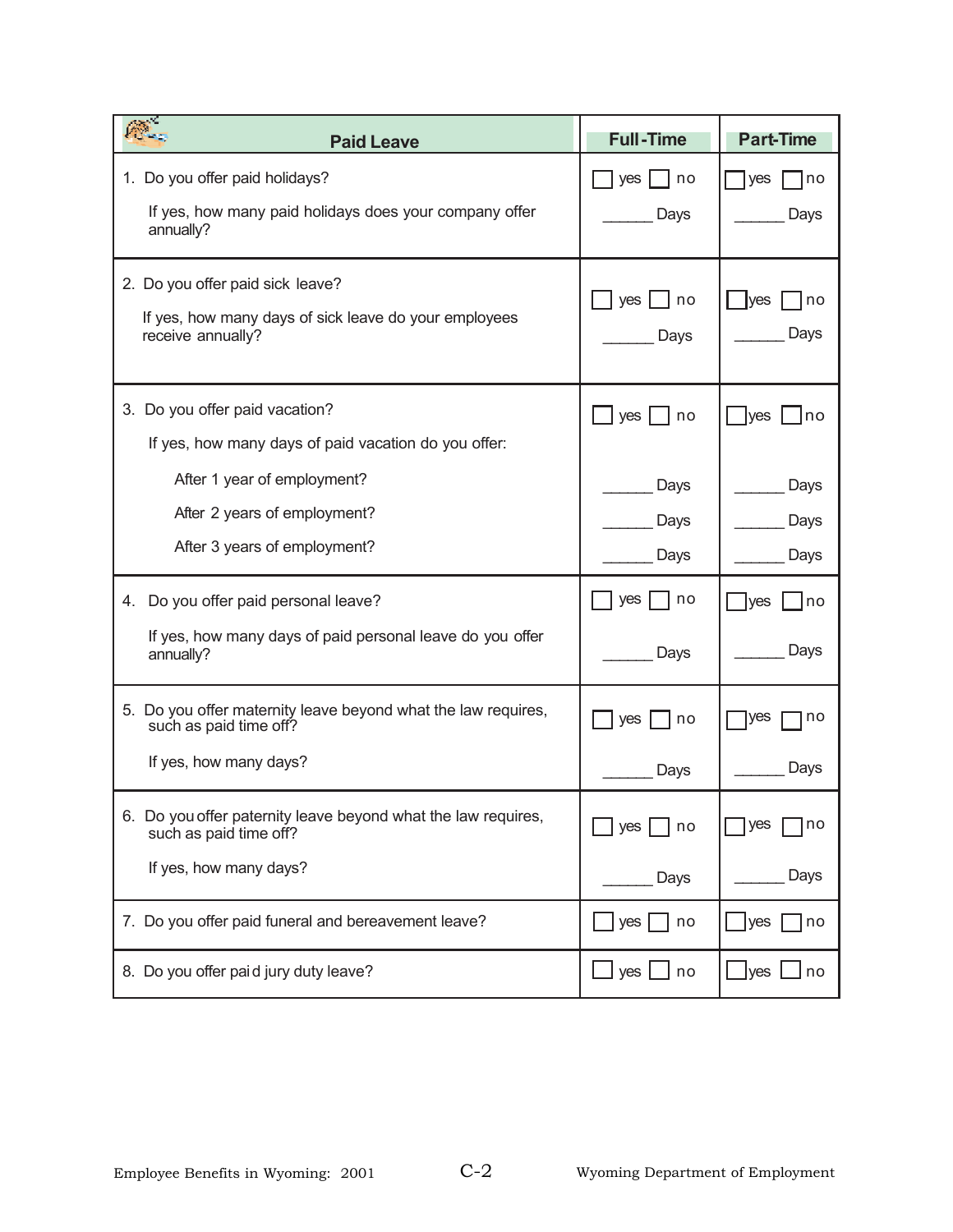| Paid Leave | Full-Time | Part-Time |
|---|---|---|
| 1. Do you offer paid holidays? | ☐ yes ☐ no | ☐ yes ☐ no |
| If yes, how many paid holidays does your company offer annually? | ______ Days | ______ Days |
| 2. Do you offer paid sick leave? | ☐ yes ☐ no | ☐ yes ☐ no |
| If yes, how many days of sick leave do your employees receive annually? | ______ Days | ______ Days |
| 3. Do you offer paid vacation? | ☐ yes ☐ no | ☐ yes ☐ no |
| If yes, how many days of paid vacation do you offer: | | |
| After 1 year of employment? | ______ Days | ______ Days |
| After 2 years of employment? | ______ Days | ______ Days |
| After 3 years of employment? | ______ Days | ______ Days |
| 4. Do you offer paid personal leave? | ☐ yes ☐ no | ☐ yes ☐ no |
| If yes, how many days of paid personal leave do you offer annually? | ______ Days | ______ Days |
| 5. Do you offer maternity leave beyond what the law requires, such as paid time off? | ☐ yes ☐ no | ☐ yes ☐ no |
| If yes, how many days? | ______ Days | ______ Days |
| 6. Do you offer paternity leave beyond what the law requires, such as paid time off? | ☐ yes ☐ no | ☐ yes ☐ no |
| If yes, how many days? | ______ Days | ______ Days |
| 7. Do you offer paid funeral and bereavement leave? | ☐ yes ☐ no | ☐ yes ☐ no |
| 8. Do you offer paid jury duty leave? | ☐ yes ☐ no | ☐ yes ☐ no |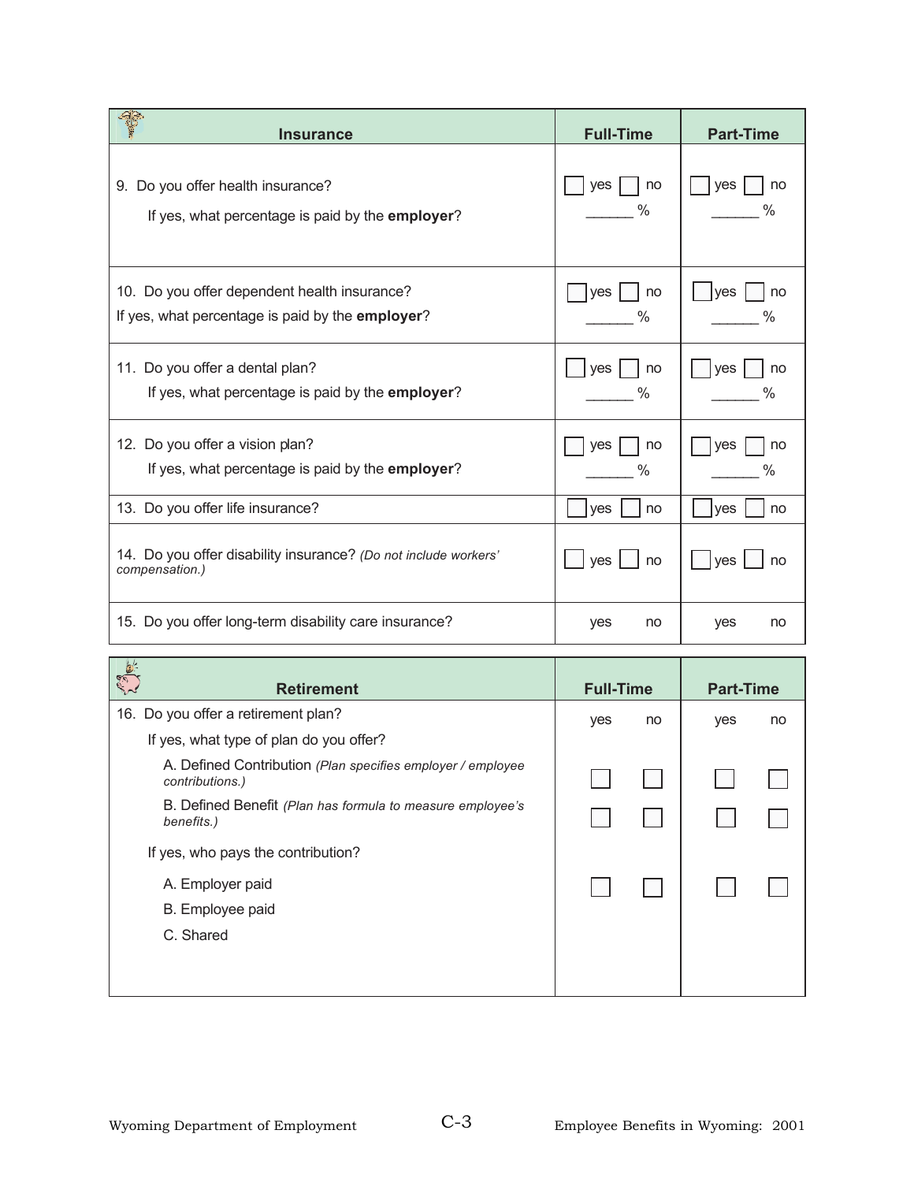| Insurance | Full-Time | Part-Time |
|---|---|---|
| 9. Do you offer health insurance?<br>If yes, what percentage is paid by the **employer**? | ☐ yes ☐ no<br>______ % | ☐ yes ☐ no<br>______ % |
| 10. Do you offer dependent health insurance?<br>If yes, what percentage is paid by the **employer**? | ☐ yes ☐ no<br>______ % | ☐ yes ☐ no<br>______ % |
| 11. Do you offer a dental plan?<br>If yes, what percentage is paid by the **employer**? | ☐ yes ☐ no<br>______ % | ☐ yes ☐ no<br>______ % |
| 12. Do you offer a vision plan?<br>If yes, what percentage is paid by the **employer**? | ☐ yes ☐ no<br>______ % | ☐ yes ☐ no<br>______ % |
| 13. Do you offer life insurance? | ☐ yes ☐ no | ☐ yes ☐ no |
| 14. Do you offer disability insurance? *(Do not include workers' compensation.)* | ☐ yes ☐ no | ☐ yes ☐ no |
| 15. Do you offer long-term disability care insurance? | yes no | yes no |

| Retirement | Full-Time | | Part-Time | |
|---|---|---|---|---|
| 16. Do you offer a retirement plan? | yes | no | yes | no |
| If yes, what type of plan do you offer? | | | | |
| A. Defined Contribution *(Plan specifies employer / employee contributions.)* | ☐ | ☐ | ☐ | ☐ |
| B. Defined Benefit *(Plan has formula to measure employee's benefits.)* | ☐ | ☐ | ☐ | ☐ |
| If yes, who pays the contribution? | | | | |
| A. Employer paid<br>B. Employee paid<br>C. Shared | ☐ | ☐ | ☐ | ☐ |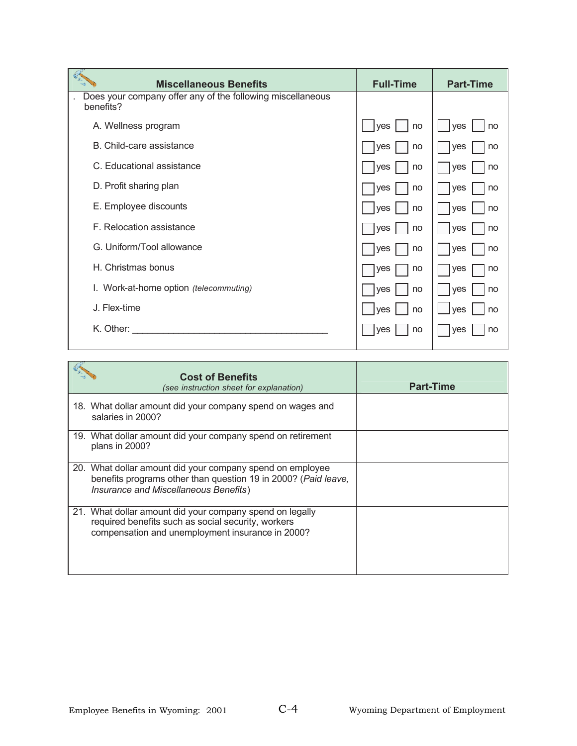| Miscellaneous Benefits | Full-Time | Part-Time |
|---|---|---|
| . Does your company offer any of the following miscellaneous benefits? | | |
| A. Wellness program | ☐ yes ☐ no | ☐ yes ☐ no |
| B. Child-care assistance | ☐ yes ☐ no | ☐ yes ☐ no |
| C. Educational assistance | ☐ yes ☐ no | ☐ yes ☐ no |
| D. Profit sharing plan | ☐ yes ☐ no | ☐ yes ☐ no |
| E. Employee discounts | ☐ yes ☐ no | ☐ yes ☐ no |
| F. Relocation assistance | ☐ yes ☐ no | ☐ yes ☐ no |
| G. Uniform/Tool allowance | ☐ yes ☐ no | ☐ yes ☐ no |
| H. Christmas bonus | ☐ yes ☐ no | ☐ yes ☐ no |
| I. Work-at-home option *(telecommuting)* | ☐ yes ☐ no | ☐ yes ☐ no |
| J. Flex-time | ☐ yes ☐ no | ☐ yes ☐ no |
| K. Other: ______________________________________ | ☐ yes ☐ no | ☐ yes ☐ no |

| Cost of Benefits *(see instruction sheet for explanation)* | Part-Time |
|---|---|
| 18. What dollar amount did your company spend on wages and salaries in 2000? | |
| 19. What dollar amount did your company spend on retirement plans in 2000? | |
| 20. What dollar amount did your company spend on employee benefits programs other than question 19 in 2000? (*Paid leave, Insurance and Miscellaneous Benefits*) | |
| 21. What dollar amount did your company spend on legally required benefits such as social security, workers compensation and unemployment insurance in 2000? | |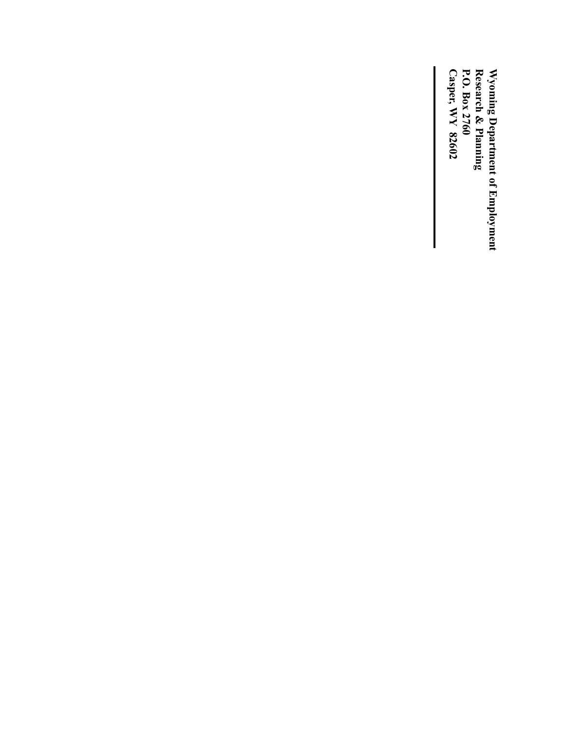**Wyoming Department of Employment**
**Research & Planning**
**P.O. Box 2760**
**Casper, WY 82602**